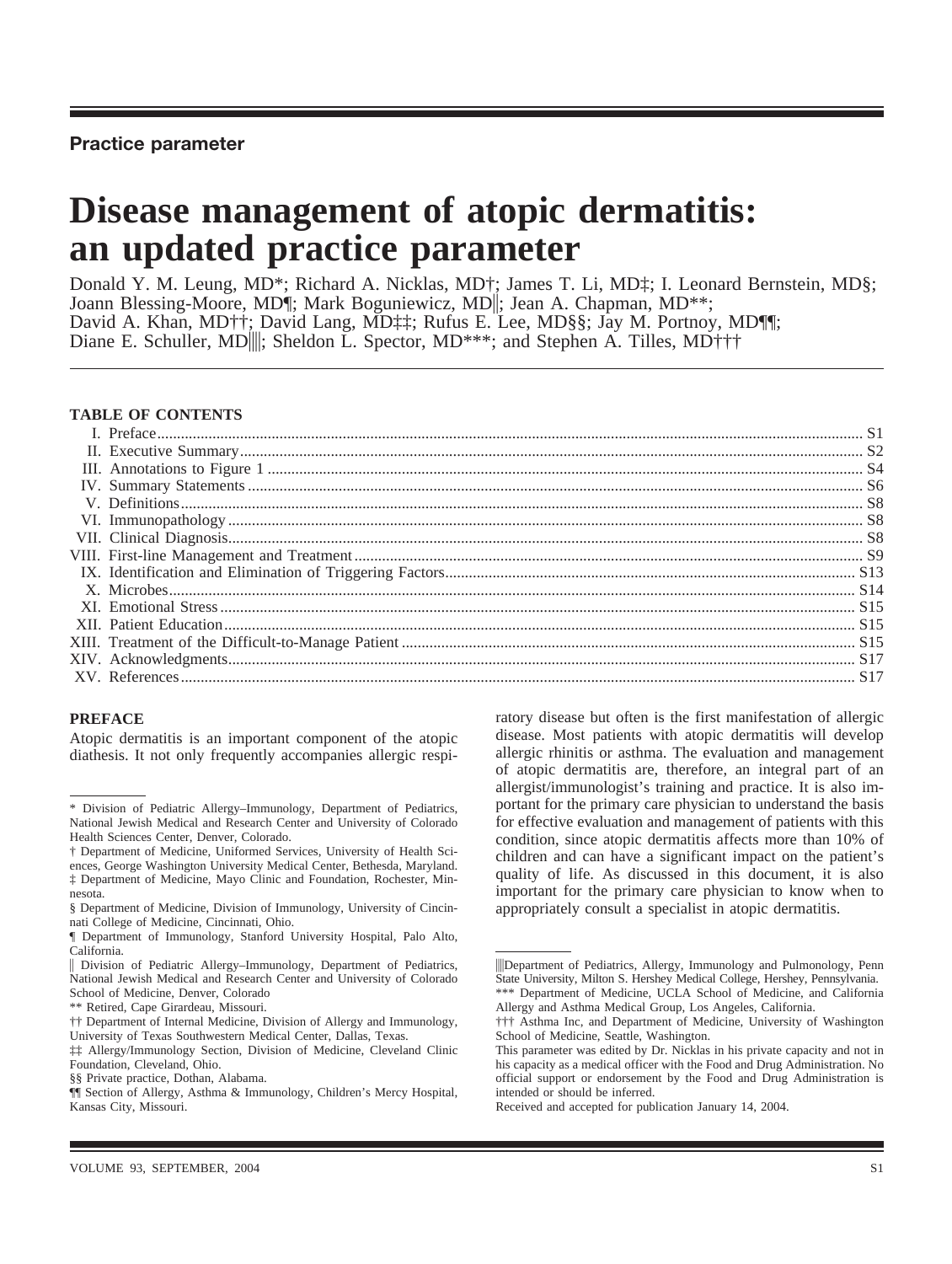**Practice parameter**

# Disease management of atopic dermatitis: an updated practice parameter

Donald Y. M. Leung, MD*; Richard A. Nicklas, MD†; James T. Li, MD‡; I. Leonard Bernstein, MD§; Joann Blessing-Moore, MD¶; Mark Boguniewicz, MD‖; Jean A. Chapman, MD**; David A. Khan, MD††; David Lang, MD‡‡; Rufus E. Lee, MD§§; Jay M. Portnoy, MD¶¶; Diane E. Schuller, MD‖‖; Sheldon L. Spector, MD***; and Stephen A. Tilles, MD†††

**TABLE OF CONTENTS**

| | | |
|---|---|---|
| I. | Preface | S1 |
| II. | Executive Summary | S2 |
| III. | Annotations to Figure 1 | S4 |
| IV. | Summary Statements | S6 |
| V. | Definitions | S8 |
| VI. | Immunopathology | S8 |
| VII. | Clinical Diagnosis | S8 |
| VIII. | First-line Management and Treatment | S9 |
| IX. | Identification and Elimination of Triggering Factors | S13 |
| X. | Microbes | S14 |
| XI. | Emotional Stress | S15 |
| XII. | Patient Education | S15 |
| XIII. | Treatment of the Difficult-to-Manage Patient | S15 |
| XIV. | Acknowledgments | S17 |
| XV. | References | S17 |

## PREFACE

Atopic dermatitis is an important component of the atopic diathesis. It not only frequently accompanies allergic respiratory disease but often is the first manifestation of allergic disease. Most patients with atopic dermatitis will develop allergic rhinitis or asthma. The evaluation and management of atopic dermatitis are, therefore, an integral part of an allergist/immunologist's training and practice. It is also important for the primary care physician to understand the basis for effective evaluation and management of patients with this condition, since atopic dermatitis affects more than 10% of children and can have a significant impact on the patient's quality of life. As discussed in this document, it is also important for the primary care physician to know when to appropriately consult a specialist in atopic dermatitis.

---

\* Division of Pediatric Allergy–Immunology, Department of Pediatrics, National Jewish Medical and Research Center and University of Colorado Health Sciences Center, Denver, Colorado.

† Department of Medicine, Uniformed Services, University of Health Sciences, George Washington University Medical Center, Bethesda, Maryland.

‡ Department of Medicine, Mayo Clinic and Foundation, Rochester, Minnesota.

§ Department of Medicine, Division of Immunology, University of Cincinnati College of Medicine, Cincinnati, Ohio.

¶ Department of Immunology, Stanford University Hospital, Palo Alto, California.

‖ Division of Pediatric Allergy–Immunology, Department of Pediatrics, National Jewish Medical and Research Center and University of Colorado School of Medicine, Denver, Colorado

** Retired, Cape Girardeau, Missouri.

†† Department of Internal Medicine, Division of Allergy and Immunology, University of Texas Southwestern Medical Center, Dallas, Texas.

‡‡ Allergy/Immunology Section, Division of Medicine, Cleveland Clinic Foundation, Cleveland, Ohio.

§§ Private practice, Dothan, Alabama.

¶¶ Section of Allergy, Asthma & Immunology, Children's Mercy Hospital, Kansas City, Missouri.

‖‖ Department of Pediatrics, Allergy, Immunology and Pulmonology, Penn State University, Milton S. Hershey Medical College, Hershey, Pennsylvania.

*** Department of Medicine, UCLA School of Medicine, and California Allergy and Asthma Medical Group, Los Angeles, California.

††† Asthma Inc, and Department of Medicine, University of Washington School of Medicine, Seattle, Washington.

This parameter was edited by Dr. Nicklas in his private capacity and not in his capacity as a medical officer with the Food and Drug Administration. No official support or endorsement by the Food and Drug Administration is intended or should be inferred.

Received and accepted for publication January 14, 2004.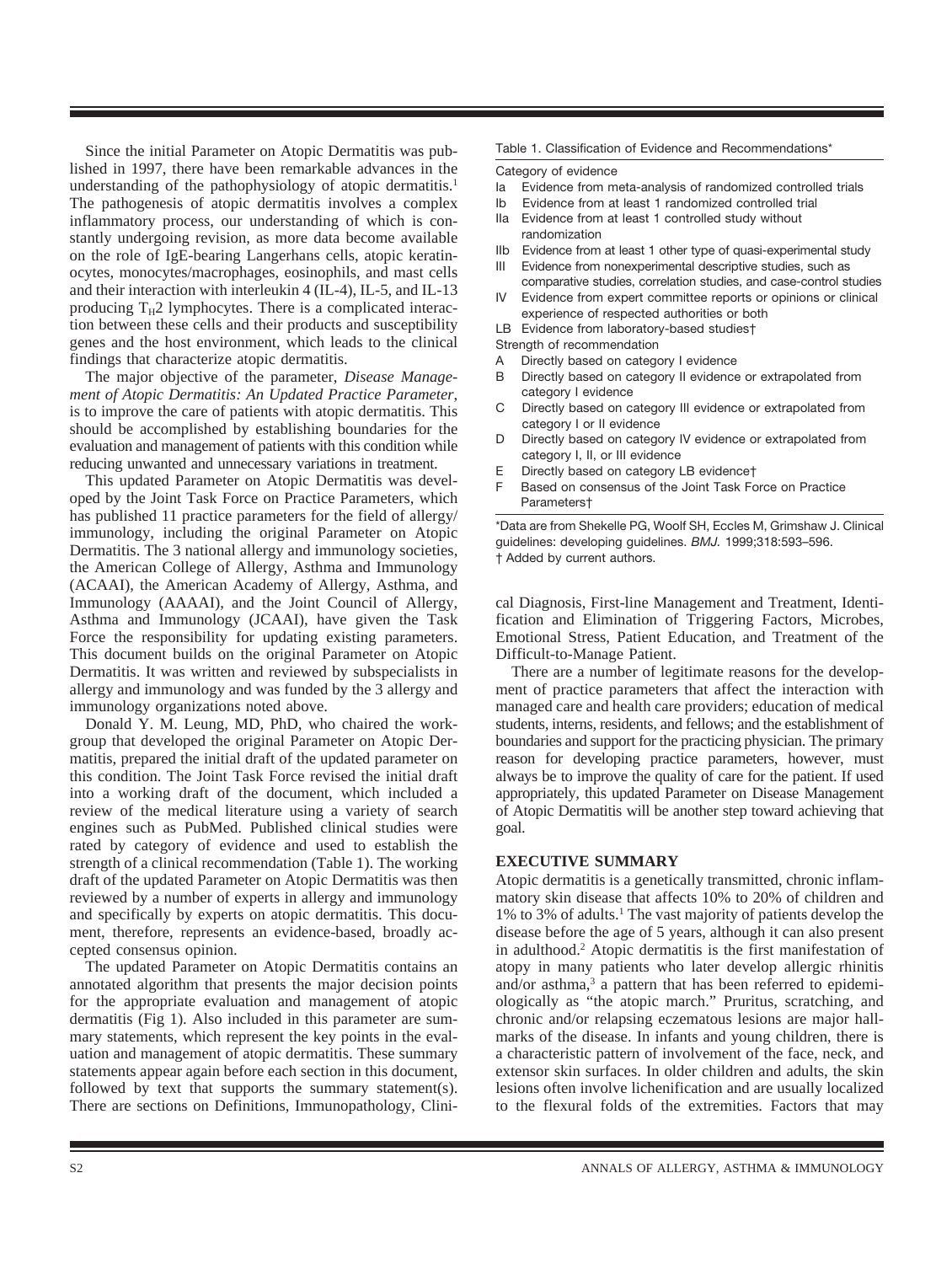Since the initial Parameter on Atopic Dermatitis was published in 1997, there have been remarkable advances in the understanding of the pathophysiology of atopic dermatitis.[1] The pathogenesis of atopic dermatitis involves a complex inflammatory process, our understanding of which is constantly undergoing revision, as more data become available on the role of IgE-bearing Langerhans cells, atopic keratinocytes, monocytes/macrophages, eosinophils, and mast cells and their interaction with interleukin 4 (IL-4), IL-5, and IL-13 producing $T_H2$ lymphocytes. There is a complicated interaction between these cells and their products and susceptibility genes and the host environment, which leads to the clinical findings that characterize atopic dermatitis.

The major objective of the parameter, *Disease Management of Atopic Dermatitis: An Updated Practice Parameter*, is to improve the care of patients with atopic dermatitis. This should be accomplished by establishing boundaries for the evaluation and management of patients with this condition while reducing unwanted and unnecessary variations in treatment.

This updated Parameter on Atopic Dermatitis was developed by the Joint Task Force on Practice Parameters, which has published 11 practice parameters for the field of allergy/immunology, including the original Parameter on Atopic Dermatitis. The 3 national allergy and immunology societies, the American College of Allergy, Asthma and Immunology (ACAAI), the American Academy of Allergy, Asthma, and Immunology (AAAAI), and the Joint Council of Allergy, Asthma and Immunology (JCAAI), have given the Task Force the responsibility for updating existing parameters. This document builds on the original Parameter on Atopic Dermatitis. It was written and reviewed by subspecialists in allergy and immunology and was funded by the 3 allergy and immunology organizations noted above.

Donald Y. M. Leung, MD, PhD, who chaired the workgroup that developed the original Parameter on Atopic Dermatitis, prepared the initial draft of the updated parameter on this condition. The Joint Task Force revised the initial draft into a working draft of the document, which included a review of the medical literature using a variety of search engines such as PubMed. Published clinical studies were rated by category of evidence and used to establish the strength of a clinical recommendation (Table 1). The working draft of the updated Parameter on Atopic Dermatitis was then reviewed by a number of experts in allergy and immunology and specifically by experts on atopic dermatitis. This document, therefore, represents an evidence-based, broadly accepted consensus opinion.

The updated Parameter on Atopic Dermatitis contains an annotated algorithm that presents the major decision points for the appropriate evaluation and management of atopic dermatitis (Fig 1). Also included in this parameter are summary statements, which represent the key points in the evaluation and management of atopic dermatitis. These summary statements appear again before each section in this document, followed by text that supports the summary statement(s). There are sections on Definitions, Immunopathology, Clinical Diagnosis, First-line Management and Treatment, Identification and Elimination of Triggering Factors, Microbes, Emotional Stress, Patient Education, and Treatment of the Difficult-to-Manage Patient.

There are a number of legitimate reasons for the development of practice parameters that affect the interaction with managed care and health care providers; education of medical students, interns, residents, and fellows; and the establishment of boundaries and support for the practicing physician. The primary reason for developing practice parameters, however, must always be to improve the quality of care for the patient. If used appropriately, this updated Parameter on Disease Management of Atopic Dermatitis will be another step toward achieving that goal.

Table 1. Classification of Evidence and Recommendations*

| | |
|---|---|
| **Category of evidence** | |
| Ia | Evidence from meta-analysis of randomized controlled trials |
| Ib | Evidence from at least 1 randomized controlled trial |
| IIa | Evidence from at least 1 controlled study without randomization |
| IIb | Evidence from at least 1 other type of quasi-experimental study |
| III | Evidence from nonexperimental descriptive studies, such as comparative studies, correlation studies, and case-control studies |
| IV | Evidence from expert committee reports or opinions or clinical experience of respected authorities or both |
| LB | Evidence from laboratory-based studies† |
| **Strength of recommendation** | |
| A | Directly based on category I evidence |
| B | Directly based on category II evidence or extrapolated from category I evidence |
| C | Directly based on category III evidence or extrapolated from category I or II evidence |
| D | Directly based on category IV evidence or extrapolated from category I, II, or III evidence |
| E | Directly based on category LB evidence† |
| F | Based on consensus of the Joint Task Force on Practice Parameters† |

*Data are from Shekelle PG, Woolf SH, Eccles M, Grimshaw J. Clinical guidelines: developing guidelines. *BMJ.* 1999;318:593–596.
† Added by current authors.

## EXECUTIVE SUMMARY

Atopic dermatitis is a genetically transmitted, chronic inflammatory skin disease that affects 10% to 20% of children and 1% to 3% of adults.[1] The vast majority of patients develop the disease before the age of 5 years, although it can also present in adulthood.[2] Atopic dermatitis is the first manifestation of atopy in many patients who later develop allergic rhinitis and/or asthma,[3] a pattern that has been referred to epidemiologically as "the atopic march." Pruritus, scratching, and chronic and/or relapsing eczematous lesions are major hallmarks of the disease. In infants and young children, there is a characteristic pattern of involvement of the face, neck, and extensor skin surfaces. In older children and adults, the skin lesions often involve lichenification and are usually localized to the flexural folds of the extremities. Factors that may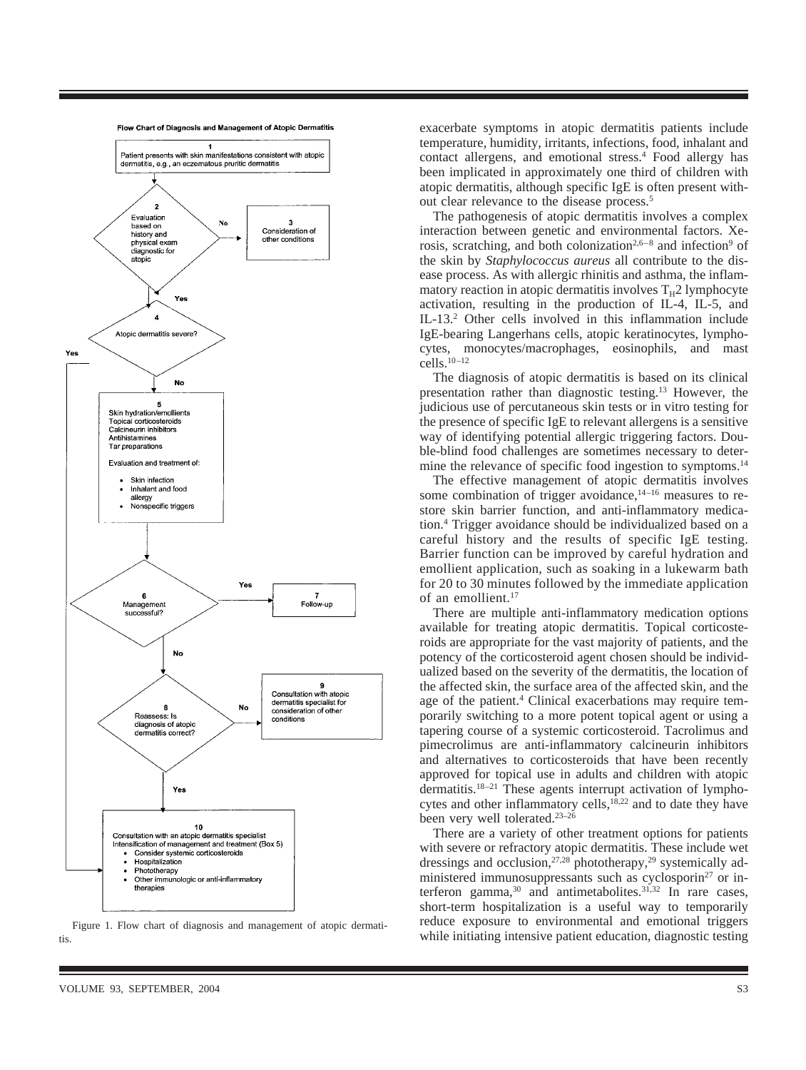**Flow Chart of Diagnosis and Management of Atopic Dermatitis**

1. Patient presents with skin manifestations consistent with atopic dermatitis, e.g., an eczematous pruritic dermatitis

2. Evaluation based on history and physical exam diagnostic for atopic
   - No → 3. Consideration of other conditions
   - Yes → 4

4. Atopic dermatitis severe?
   - Yes → 10
   - No → 5

5. Skin hydration/emollients
   Topical corticosteroids
   Calcineurin inhibitors
   Antihistamines
   Tar preparations

   Evaluation and treatment of:
   - Skin infection
   - Inhalant and food allergy
   - Nonspecific triggers

6. Management successful?
   - Yes → 7. Follow-up
   - No → 8

8. Reassess: Is diagnosis of atopic dermatitis correct?
   - No → 9. Consultation with atopic dermatitis specialist for consideration of other conditions
   - Yes → 10

10. Consultation with an atopic dermatitis specialist
    Intensification of management and treatment (Box 5)
    - Consider systemic corticosteroids
    - Hospitalization
    - Phototherapy
    - Other immunologic or anti-inflammatory therapies

Figure 1. Flow chart of diagnosis and management of atopic dermatitis.

exacerbate symptoms in atopic dermatitis patients include temperature, humidity, irritants, infections, food, inhalant and contact allergens, and emotional stress.[4] Food allergy has been implicated in approximately one third of children with atopic dermatitis, although specific IgE is often present without clear relevance to the disease process.[5]

The pathogenesis of atopic dermatitis involves a complex interaction between genetic and environmental factors. Xerosis, scratching, and both colonization[2,6–8] and infection[9] of the skin by *Staphylococcus aureus* all contribute to the disease process. As with allergic rhinitis and asthma, the inflammatory reaction in atopic dermatitis involves $T_H2$ lymphocyte activation, resulting in the production of IL-4, IL-5, and IL-13.[2] Other cells involved in this inflammation include IgE-bearing Langerhans cells, atopic keratinocytes, lymphocytes, monocytes/macrophages, eosinophils, and mast cells.[10–12]

The diagnosis of atopic dermatitis is based on its clinical presentation rather than diagnostic testing.[13] However, the judicious use of percutaneous skin tests or in vitro testing for the presence of specific IgE to relevant allergens is a sensitive way of identifying potential allergic triggering factors. Double-blind food challenges are sometimes necessary to determine the relevance of specific food ingestion to symptoms.[14]

The effective management of atopic dermatitis involves some combination of trigger avoidance,[14–16] measures to restore skin barrier function, and anti-inflammatory medication.[4] Trigger avoidance should be individualized based on a careful history and the results of specific IgE testing. Barrier function can be improved by careful hydration and emollient application, such as soaking in a lukewarm bath for 20 to 30 minutes followed by the immediate application of an emollient.[17]

There are multiple anti-inflammatory medication options available for treating atopic dermatitis. Topical corticosteroids are appropriate for the vast majority of patients, and the potency of the corticosteroid agent chosen should be individualized based on the severity of the dermatitis, the location of the affected skin, the surface area of the affected skin, and the age of the patient.[4] Clinical exacerbations may require temporarily switching to a more potent topical agent or using a tapering course of a systemic corticosteroid. Tacrolimus and pimecrolimus are anti-inflammatory calcineurin inhibitors and alternatives to corticosteroids that have been recently approved for topical use in adults and children with atopic dermatitis.[18–21] These agents interrupt activation of lymphocytes and other inflammatory cells,[18,22] and to date they have been very well tolerated.[23–26]

There are a variety of other treatment options for patients with severe or refractory atopic dermatitis. These include wet dressings and occlusion,[27,28] phototherapy,[29] systemically administered immunosuppressants such as cyclosporin[27] or interferon gamma,[30] and antimetabolites.[31,32] In rare cases, short-term hospitalization is a useful way to temporarily reduce exposure to environmental and emotional triggers while initiating intensive patient education, diagnostic testing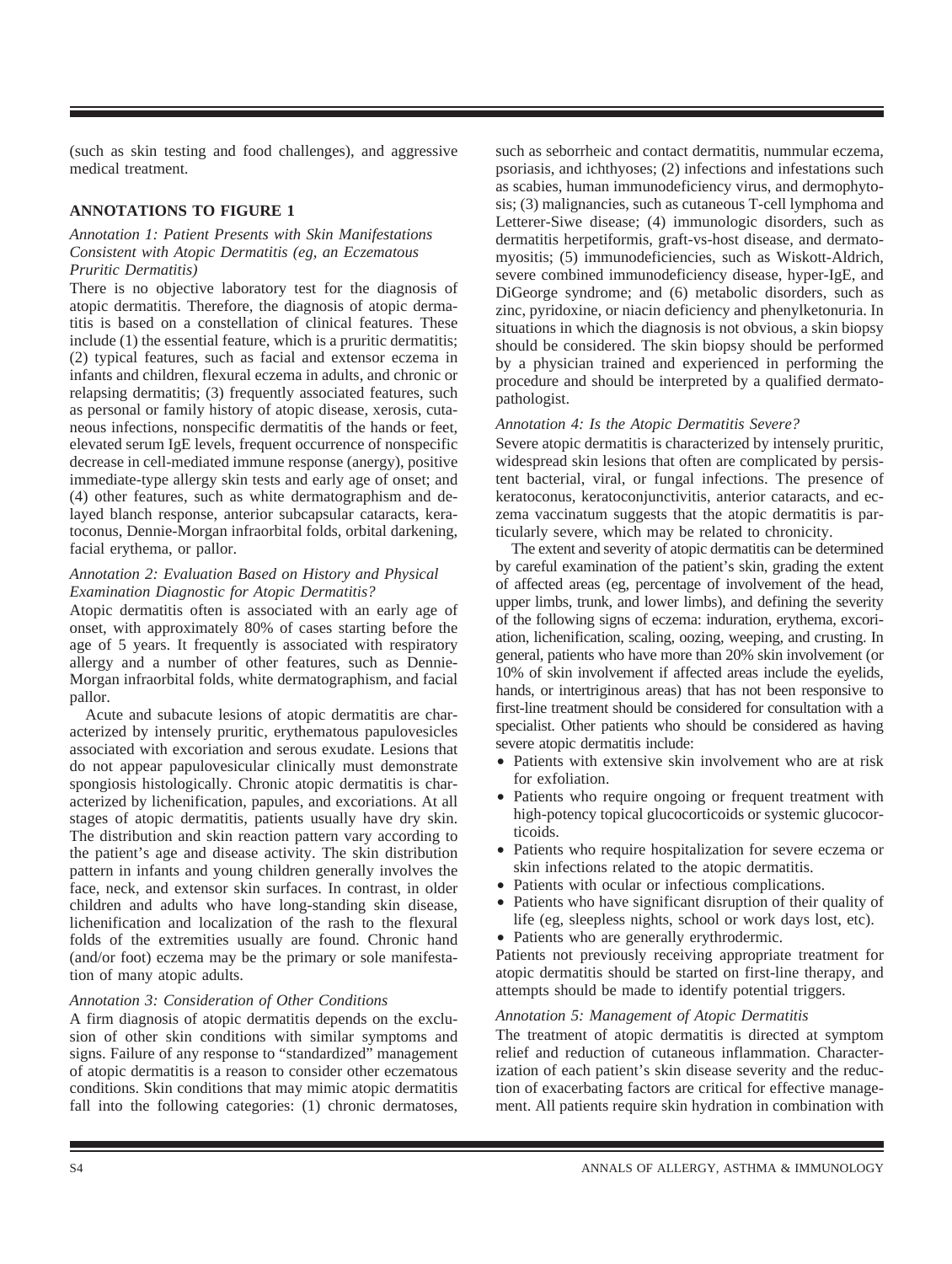(such as skin testing and food challenges), and aggressive medical treatment.

## ANNOTATIONS TO FIGURE 1

### *Annotation 1: Patient Presents with Skin Manifestations Consistent with Atopic Dermatitis (eg, an Eczematous Pruritic Dermatitis)*

There is no objective laboratory test for the diagnosis of atopic dermatitis. Therefore, the diagnosis of atopic dermatitis is based on a constellation of clinical features. These include (1) the essential feature, which is a pruritic dermatitis; (2) typical features, such as facial and extensor eczema in infants and children, flexural eczema in adults, and chronic or relapsing dermatitis; (3) frequently associated features, such as personal or family history of atopic disease, xerosis, cutaneous infections, nonspecific dermatitis of the hands or feet, elevated serum IgE levels, frequent occurrence of nonspecific decrease in cell-mediated immune response (anergy), positive immediate-type allergy skin tests and early age of onset; and (4) other features, such as white dermatographism and delayed blanch response, anterior subcapsular cataracts, keratoconus, Dennie-Morgan infraorbital folds, orbital darkening, facial erythema, or pallor.

### *Annotation 2: Evaluation Based on History and Physical Examination Diagnostic for Atopic Dermatitis?*

Atopic dermatitis often is associated with an early age of onset, with approximately 80% of cases starting before the age of 5 years. It frequently is associated with respiratory allergy and a number of other features, such as Dennie-Morgan infraorbital folds, white dermatographism, and facial pallor.

Acute and subacute lesions of atopic dermatitis are characterized by intensely pruritic, erythematous papulovesicles associated with excoriation and serous exudate. Lesions that do not appear papulovesicular clinically must demonstrate spongiosis histologically. Chronic atopic dermatitis is characterized by lichenification, papules, and excoriations. At all stages of atopic dermatitis, patients usually have dry skin. The distribution and skin reaction pattern vary according to the patient's age and disease activity. The skin distribution pattern in infants and young children generally involves the face, neck, and extensor skin surfaces. In contrast, in older children and adults who have long-standing skin disease, lichenification and localization of the rash to the flexural folds of the extremities usually are found. Chronic hand (and/or foot) eczema may be the primary or sole manifestation of many atopic adults.

### *Annotation 3: Consideration of Other Conditions*

A firm diagnosis of atopic dermatitis depends on the exclusion of other skin conditions with similar symptoms and signs. Failure of any response to "standardized" management of atopic dermatitis is a reason to consider other eczematous conditions. Skin conditions that may mimic atopic dermatitis fall into the following categories: (1) chronic dermatoses, such as seborrheic and contact dermatitis, nummular eczema, psoriasis, and ichthyoses; (2) infections and infestations such as scabies, human immunodeficiency virus, and dermophytosis; (3) malignancies, such as cutaneous T-cell lymphoma and Letterer-Siwe disease; (4) immunologic disorders, such as dermatitis herpetiformis, graft-vs-host disease, and dermatomyositis; (5) immunodeficiencies, such as Wiskott-Aldrich, severe combined immunodeficiency disease, hyper-IgE, and DiGeorge syndrome; and (6) metabolic disorders, such as zinc, pyridoxine, or niacin deficiency and phenylketonuria. In situations in which the diagnosis is not obvious, a skin biopsy should be considered. The skin biopsy should be performed by a physician trained and experienced in performing the procedure and should be interpreted by a qualified dermatopathologist.

### *Annotation 4: Is the Atopic Dermatitis Severe?*

Severe atopic dermatitis is characterized by intensely pruritic, widespread skin lesions that often are complicated by persistent bacterial, viral, or fungal infections. The presence of keratoconus, keratoconjunctivitis, anterior cataracts, and eczema vaccinatum suggests that the atopic dermatitis is particularly severe, which may be related to chronicity.

The extent and severity of atopic dermatitis can be determined by careful examination of the patient's skin, grading the extent of affected areas (eg, percentage of involvement of the head, upper limbs, trunk, and lower limbs), and defining the severity of the following signs of eczema: induration, erythema, excoriation, lichenification, scaling, oozing, weeping, and crusting. In general, patients who have more than 20% skin involvement (or 10% of skin involvement if affected areas include the eyelids, hands, or intertriginous areas) that has not been responsive to first-line treatment should be considered for consultation with a specialist. Other patients who should be considered as having severe atopic dermatitis include:

- Patients with extensive skin involvement who are at risk for exfoliation.
- Patients who require ongoing or frequent treatment with high-potency topical glucocorticoids or systemic glucocorticoids.
- Patients who require hospitalization for severe eczema or skin infections related to the atopic dermatitis.
- Patients with ocular or infectious complications.
- Patients who have significant disruption of their quality of life (eg, sleepless nights, school or work days lost, etc).
- Patients who are generally erythrodermic.

Patients not previously receiving appropriate treatment for atopic dermatitis should be started on first-line therapy, and attempts should be made to identify potential triggers.

### *Annotation 5: Management of Atopic Dermatitis*

The treatment of atopic dermatitis is directed at symptom relief and reduction of cutaneous inflammation. Characterization of each patient's skin disease severity and the reduction of exacerbating factors are critical for effective management. All patients require skin hydration in combination with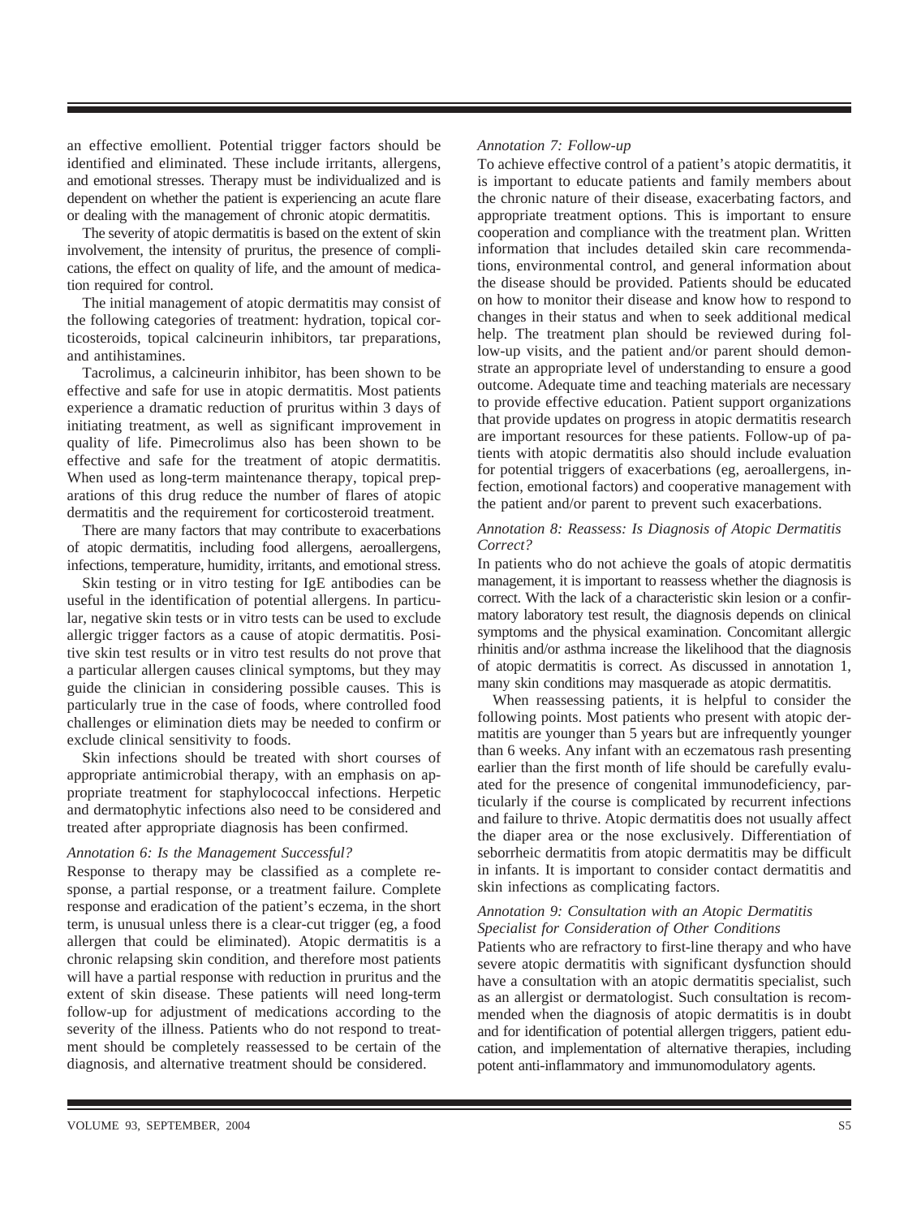an effective emollient. Potential trigger factors should be identified and eliminated. These include irritants, allergens, and emotional stresses. Therapy must be individualized and is dependent on whether the patient is experiencing an acute flare or dealing with the management of chronic atopic dermatitis.

The severity of atopic dermatitis is based on the extent of skin involvement, the intensity of pruritus, the presence of complications, the effect on quality of life, and the amount of medication required for control.

The initial management of atopic dermatitis may consist of the following categories of treatment: hydration, topical corticosteroids, topical calcineurin inhibitors, tar preparations, and antihistamines.

Tacrolimus, a calcineurin inhibitor, has been shown to be effective and safe for use in atopic dermatitis. Most patients experience a dramatic reduction of pruritus within 3 days of initiating treatment, as well as significant improvement in quality of life. Pimecrolimus also has been shown to be effective and safe for the treatment of atopic dermatitis. When used as long-term maintenance therapy, topical preparations of this drug reduce the number of flares of atopic dermatitis and the requirement for corticosteroid treatment.

There are many factors that may contribute to exacerbations of atopic dermatitis, including food allergens, aeroallergens, infections, temperature, humidity, irritants, and emotional stress.

Skin testing or in vitro testing for IgE antibodies can be useful in the identification of potential allergens. In particular, negative skin tests or in vitro tests can be used to exclude allergic trigger factors as a cause of atopic dermatitis. Positive skin test results or in vitro test results do not prove that a particular allergen causes clinical symptoms, but they may guide the clinician in considering possible causes. This is particularly true in the case of foods, where controlled food challenges or elimination diets may be needed to confirm or exclude clinical sensitivity to foods.

Skin infections should be treated with short courses of appropriate antimicrobial therapy, with an emphasis on appropriate treatment for staphylococcal infections. Herpetic and dermatophytic infections also need to be considered and treated after appropriate diagnosis has been confirmed.

### *Annotation 6: Is the Management Successful?*

Response to therapy may be classified as a complete response, a partial response, or a treatment failure. Complete response and eradication of the patient's eczema, in the short term, is unusual unless there is a clear-cut trigger (eg, a food allergen that could be eliminated). Atopic dermatitis is a chronic relapsing skin condition, and therefore most patients will have a partial response with reduction in pruritus and the extent of skin disease. These patients will need long-term follow-up for adjustment of medications according to the severity of the illness. Patients who do not respond to treatment should be completely reassessed to be certain of the diagnosis, and alternative treatment should be considered.

### *Annotation 7: Follow-up*

To achieve effective control of a patient's atopic dermatitis, it is important to educate patients and family members about the chronic nature of their disease, exacerbating factors, and appropriate treatment options. This is important to ensure cooperation and compliance with the treatment plan. Written information that includes detailed skin care recommendations, environmental control, and general information about the disease should be provided. Patients should be educated on how to monitor their disease and know how to respond to changes in their status and when to seek additional medical help. The treatment plan should be reviewed during follow-up visits, and the patient and/or parent should demonstrate an appropriate level of understanding to ensure a good outcome. Adequate time and teaching materials are necessary to provide effective education. Patient support organizations that provide updates on progress in atopic dermatitis research are important resources for these patients. Follow-up of patients with atopic dermatitis also should include evaluation for potential triggers of exacerbations (eg, aeroallergens, infection, emotional factors) and cooperative management with the patient and/or parent to prevent such exacerbations.

### *Annotation 8: Reassess: Is Diagnosis of Atopic Dermatitis Correct?*

In patients who do not achieve the goals of atopic dermatitis management, it is important to reassess whether the diagnosis is correct. With the lack of a characteristic skin lesion or a confirmatory laboratory test result, the diagnosis depends on clinical symptoms and the physical examination. Concomitant allergic rhinitis and/or asthma increase the likelihood that the diagnosis of atopic dermatitis is correct. As discussed in annotation 1, many skin conditions may masquerade as atopic dermatitis.

When reassessing patients, it is helpful to consider the following points. Most patients who present with atopic dermatitis are younger than 5 years but are infrequently younger than 6 weeks. Any infant with an eczematous rash presenting earlier than the first month of life should be carefully evaluated for the presence of congenital immunodeficiency, particularly if the course is complicated by recurrent infections and failure to thrive. Atopic dermatitis does not usually affect the diaper area or the nose exclusively. Differentiation of seborrheic dermatitis from atopic dermatitis may be difficult in infants. It is important to consider contact dermatitis and skin infections as complicating factors.

### *Annotation 9: Consultation with an Atopic Dermatitis Specialist for Consideration of Other Conditions*

Patients who are refractory to first-line therapy and who have severe atopic dermatitis with significant dysfunction should have a consultation with an atopic dermatitis specialist, such as an allergist or dermatologist. Such consultation is recommended when the diagnosis of atopic dermatitis is in doubt and for identification of potential allergen triggers, patient education, and implementation of alternative therapies, including potent anti-inflammatory and immunomodulatory agents.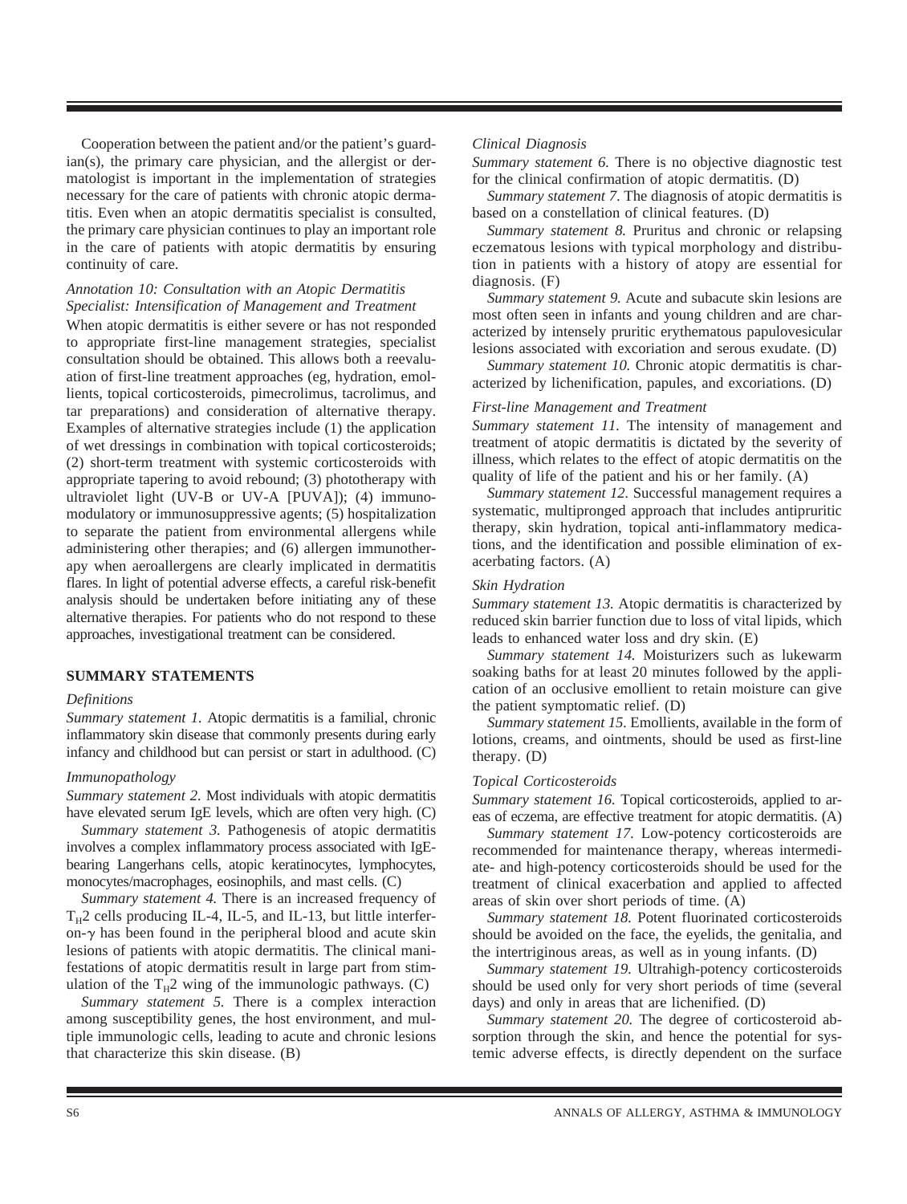Cooperation between the patient and/or the patient's guardian(s), the primary care physician, and the allergist or dermatologist is important in the implementation of strategies necessary for the care of patients with chronic atopic dermatitis. Even when an atopic dermatitis specialist is consulted, the primary care physician continues to play an important role in the care of patients with atopic dermatitis by ensuring continuity of care.

### *Annotation 10: Consultation with an Atopic Dermatitis Specialist: Intensification of Management and Treatment*

When atopic dermatitis is either severe or has not responded to appropriate first-line management strategies, specialist consultation should be obtained. This allows both a reevaluation of first-line treatment approaches (eg, hydration, emollients, topical corticosteroids, pimecrolimus, tacrolimus, and tar preparations) and consideration of alternative therapy. Examples of alternative strategies include (1) the application of wet dressings in combination with topical corticosteroids; (2) short-term treatment with systemic corticosteroids with appropriate tapering to avoid rebound; (3) phototherapy with ultraviolet light (UV-B or UV-A [PUVA]); (4) immunomodulatory or immunosuppressive agents; (5) hospitalization to separate the patient from environmental allergens while administering other therapies; and (6) allergen immunotherapy when aeroallergens are clearly implicated in dermatitis flares. In light of potential adverse effects, a careful risk-benefit analysis should be undertaken before initiating any of these alternative therapies. For patients who do not respond to these approaches, investigational treatment can be considered.

## SUMMARY STATEMENTS

### *Definitions*

*Summary statement 1.* Atopic dermatitis is a familial, chronic inflammatory skin disease that commonly presents during early infancy and childhood but can persist or start in adulthood. (C)

### *Immunopathology*

*Summary statement 2.* Most individuals with atopic dermatitis have elevated serum IgE levels, which are often very high. (C)

*Summary statement 3.* Pathogenesis of atopic dermatitis involves a complex inflammatory process associated with IgE-bearing Langerhans cells, atopic keratinocytes, lymphocytes, monocytes/macrophages, eosinophils, and mast cells. (C)

*Summary statement 4.* There is an increased frequency of $T_H2$ cells producing IL-4, IL-5, and IL-13, but little interferon-$\gamma$ has been found in the peripheral blood and acute skin lesions of patients with atopic dermatitis. The clinical manifestations of atopic dermatitis result in large part from stimulation of the $T_H2$ wing of the immunologic pathways. (C)

*Summary statement 5.* There is a complex interaction among susceptibility genes, the host environment, and multiple immunologic cells, leading to acute and chronic lesions that characterize this skin disease. (B)

### *Clinical Diagnosis*

*Summary statement 6.* There is no objective diagnostic test for the clinical confirmation of atopic dermatitis. (D)

*Summary statement 7.* The diagnosis of atopic dermatitis is based on a constellation of clinical features. (D)

*Summary statement 8.* Pruritus and chronic or relapsing eczematous lesions with typical morphology and distribution in patients with a history of atopy are essential for diagnosis. (F)

*Summary statement 9.* Acute and subacute skin lesions are most often seen in infants and young children and are characterized by intensely pruritic erythematous papulovesicular lesions associated with excoriation and serous exudate. (D)

*Summary statement 10.* Chronic atopic dermatitis is characterized by lichenification, papules, and excoriations. (D)

### *First-line Management and Treatment*

*Summary statement 11.* The intensity of management and treatment of atopic dermatitis is dictated by the severity of illness, which relates to the effect of atopic dermatitis on the quality of life of the patient and his or her family. (A)

*Summary statement 12.* Successful management requires a systematic, multipronged approach that includes antipruritic therapy, skin hydration, topical anti-inflammatory medications, and the identification and possible elimination of exacerbating factors. (A)

### *Skin Hydration*

*Summary statement 13.* Atopic dermatitis is characterized by reduced skin barrier function due to loss of vital lipids, which leads to enhanced water loss and dry skin. (E)

*Summary statement 14.* Moisturizers such as lukewarm soaking baths for at least 20 minutes followed by the application of an occlusive emollient to retain moisture can give the patient symptomatic relief. (D)

*Summary statement 15.* Emollients, available in the form of lotions, creams, and ointments, should be used as first-line therapy. (D)

### *Topical Corticosteroids*

*Summary statement 16.* Topical corticosteroids, applied to areas of eczema, are effective treatment for atopic dermatitis. (A)

*Summary statement 17.* Low-potency corticosteroids are recommended for maintenance therapy, whereas intermediate- and high-potency corticosteroids should be used for the treatment of clinical exacerbation and applied to affected areas of skin over short periods of time. (A)

*Summary statement 18.* Potent fluorinated corticosteroids should be avoided on the face, the eyelids, the genitalia, and the intertriginous areas, as well as in young infants. (D)

*Summary statement 19.* Ultrahigh-potency corticosteroids should be used only for very short periods of time (several days) and only in areas that are lichenified. (D)

*Summary statement 20.* The degree of corticosteroid absorption through the skin, and hence the potential for systemic adverse effects, is directly dependent on the surface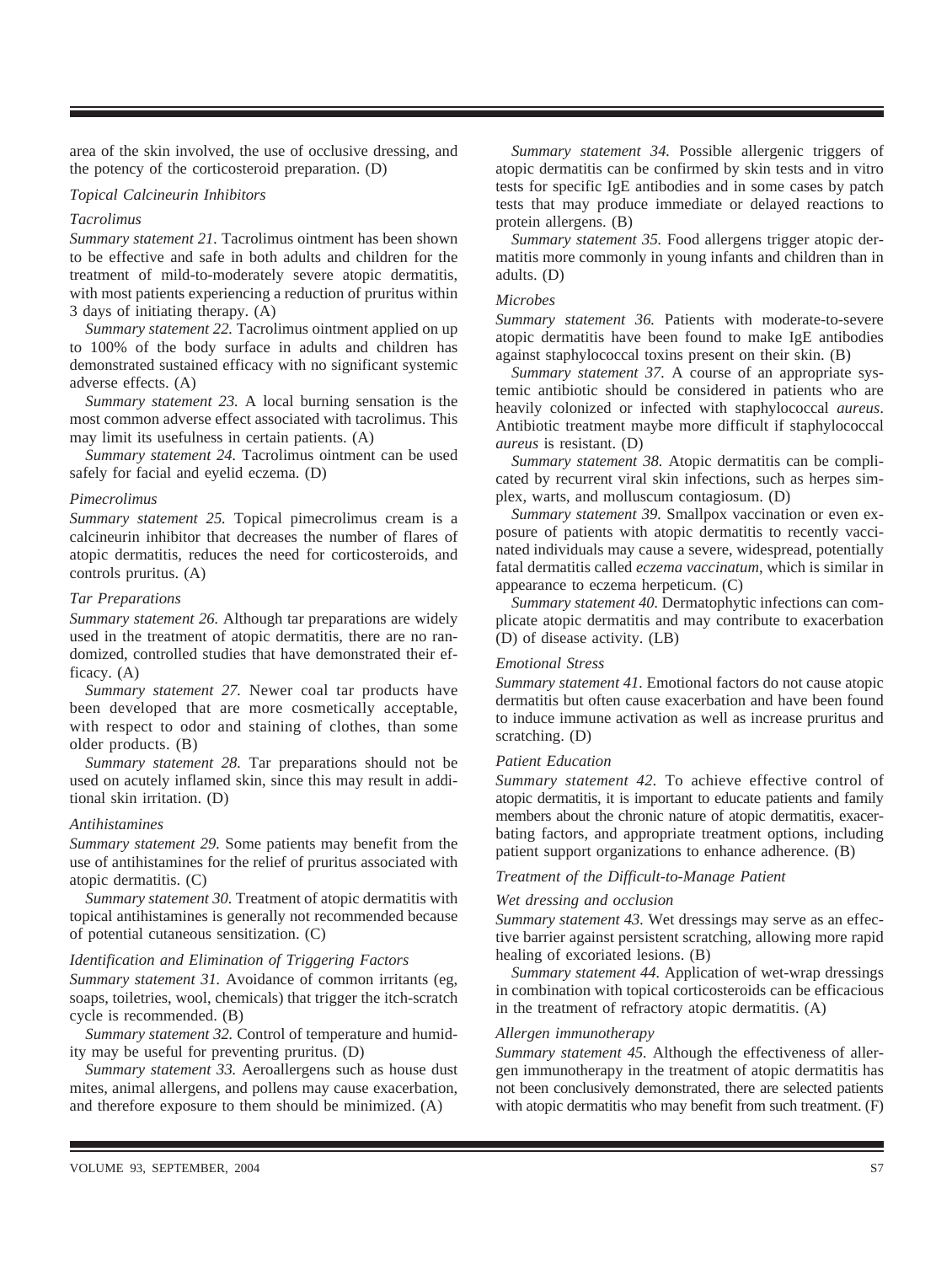area of the skin involved, the use of occlusive dressing, and the potency of the corticosteroid preparation. (D)

### *Topical Calcineurin Inhibitors*

#### *Tacrolimus*

*Summary statement 21.* Tacrolimus ointment has been shown to be effective and safe in both adults and children for the treatment of mild-to-moderately severe atopic dermatitis, with most patients experiencing a reduction of pruritus within 3 days of initiating therapy. (A)

*Summary statement 22.* Tacrolimus ointment applied on up to 100% of the body surface in adults and children has demonstrated sustained efficacy with no significant systemic adverse effects. (A)

*Summary statement 23.* A local burning sensation is the most common adverse effect associated with tacrolimus. This may limit its usefulness in certain patients. (A)

*Summary statement 24.* Tacrolimus ointment can be used safely for facial and eyelid eczema. (D)

#### *Pimecrolimus*

*Summary statement 25.* Topical pimecrolimus cream is a calcineurin inhibitor that decreases the number of flares of atopic dermatitis, reduces the need for corticosteroids, and controls pruritus. (A)

### *Tar Preparations*

*Summary statement 26.* Although tar preparations are widely used in the treatment of atopic dermatitis, there are no randomized, controlled studies that have demonstrated their efficacy. (A)

*Summary statement 27.* Newer coal tar products have been developed that are more cosmetically acceptable, with respect to odor and staining of clothes, than some older products. (B)

*Summary statement 28.* Tar preparations should not be used on acutely inflamed skin, since this may result in additional skin irritation. (D)

### *Antihistamines*

*Summary statement 29.* Some patients may benefit from the use of antihistamines for the relief of pruritus associated with atopic dermatitis. (C)

*Summary statement 30.* Treatment of atopic dermatitis with topical antihistamines is generally not recommended because of potential cutaneous sensitization. (C)

### *Identification and Elimination of Triggering Factors*

*Summary statement 31.* Avoidance of common irritants (eg, soaps, toiletries, wool, chemicals) that trigger the itch-scratch cycle is recommended. (B)

*Summary statement 32.* Control of temperature and humidity may be useful for preventing pruritus. (D)

*Summary statement 33.* Aeroallergens such as house dust mites, animal allergens, and pollens may cause exacerbation, and therefore exposure to them should be minimized. (A)

*Summary statement 34.* Possible allergenic triggers of atopic dermatitis can be confirmed by skin tests and in vitro tests for specific IgE antibodies and in some cases by patch tests that may produce immediate or delayed reactions to protein allergens. (B)

*Summary statement 35.* Food allergens trigger atopic dermatitis more commonly in young infants and children than in adults. (D)

#### *Microbes*

*Summary statement 36.* Patients with moderate-to-severe atopic dermatitis have been found to make IgE antibodies against staphylococcal toxins present on their skin. (B)

*Summary statement 37.* A course of an appropriate systemic antibiotic should be considered in patients who are heavily colonized or infected with staphylococcal *aureus*. Antibiotic treatment maybe more difficult if staphylococcal *aureus* is resistant. (D)

*Summary statement 38.* Atopic dermatitis can be complicated by recurrent viral skin infections, such as herpes simplex, warts, and molluscum contagiosum. (D)

*Summary statement 39.* Smallpox vaccination or even exposure of patients with atopic dermatitis to recently vaccinated individuals may cause a severe, widespread, potentially fatal dermatitis called *eczema vaccinatum*, which is similar in appearance to eczema herpeticum. (C)

*Summary statement 40.* Dermatophytic infections can complicate atopic dermatitis and may contribute to exacerbation (D) of disease activity. (LB)

#### *Emotional Stress*

*Summary statement 41.* Emotional factors do not cause atopic dermatitis but often cause exacerbation and have been found to induce immune activation as well as increase pruritus and scratching. (D)

### *Patient Education*

*Summary statement 42.* To achieve effective control of atopic dermatitis, it is important to educate patients and family members about the chronic nature of atopic dermatitis, exacerbating factors, and appropriate treatment options, including patient support organizations to enhance adherence. (B)

### *Treatment of the Difficult-to-Manage Patient*

#### *Wet dressing and occlusion*

*Summary statement 43.* Wet dressings may serve as an effective barrier against persistent scratching, allowing more rapid healing of excoriated lesions. (B)

*Summary statement 44.* Application of wet-wrap dressings in combination with topical corticosteroids can be efficacious in the treatment of refractory atopic dermatitis. (A)

#### *Allergen immunotherapy*

*Summary statement 45.* Although the effectiveness of allergen immunotherapy in the treatment of atopic dermatitis has not been conclusively demonstrated, there are selected patients with atopic dermatitis who may benefit from such treatment. (F)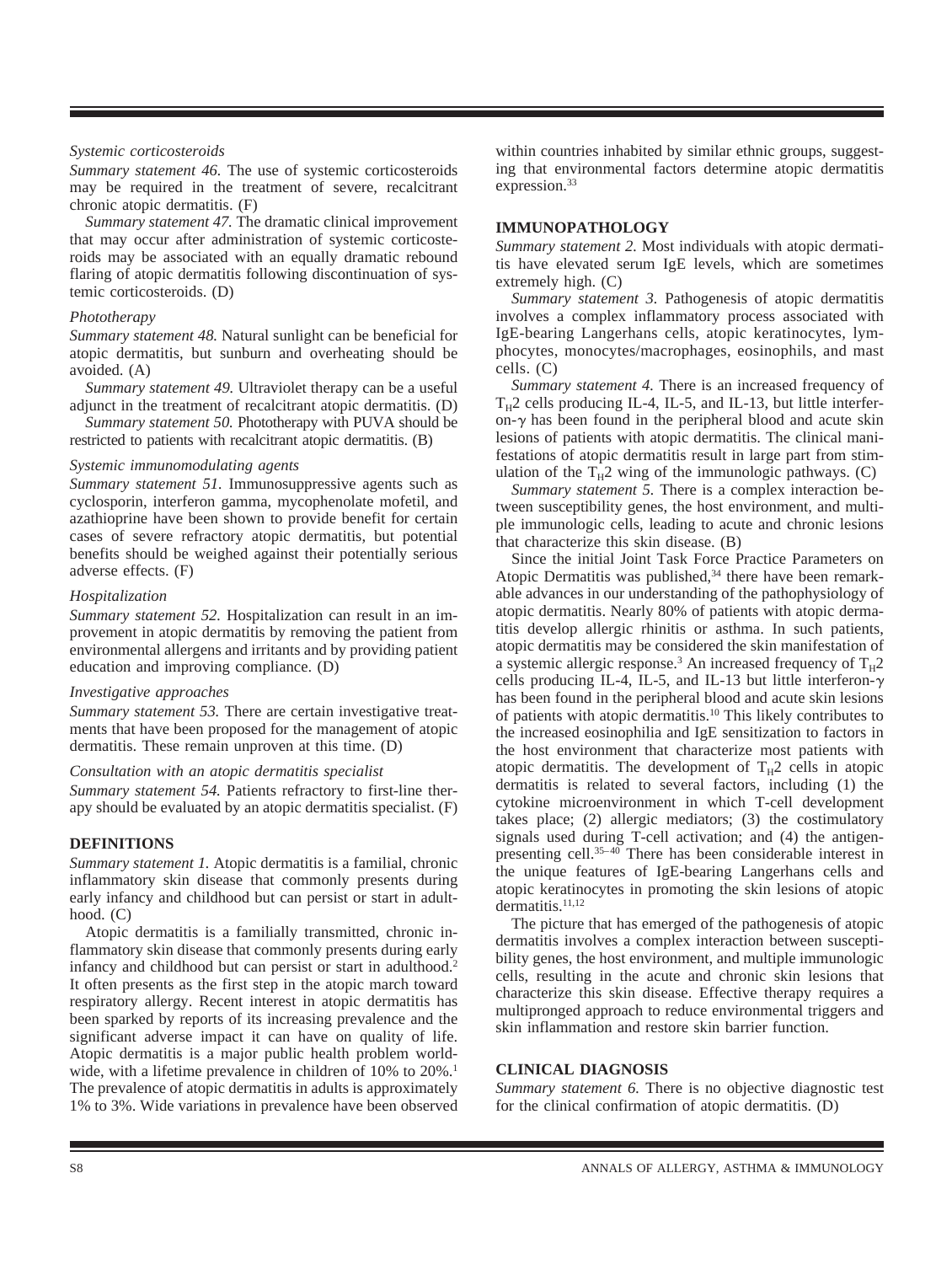*Systemic corticosteroids*

*Summary statement 46.* The use of systemic corticosteroids may be required in the treatment of severe, recalcitrant chronic atopic dermatitis. (F)

*Summary statement 47.* The dramatic clinical improvement that may occur after administration of systemic corticosteroids may be associated with an equally dramatic rebound flaring of atopic dermatitis following discontinuation of systemic corticosteroids. (D)

*Phototherapy*

*Summary statement 48.* Natural sunlight can be beneficial for atopic dermatitis, but sunburn and overheating should be avoided. (A)

*Summary statement 49.* Ultraviolet therapy can be a useful adjunct in the treatment of recalcitrant atopic dermatitis. (D)

*Summary statement 50.* Phototherapy with PUVA should be restricted to patients with recalcitrant atopic dermatitis. (B)

*Systemic immunomodulating agents*

*Summary statement 51.* Immunosuppressive agents such as cyclosporin, interferon gamma, mycophenolate mofetil, and azathioprine have been shown to provide benefit for certain cases of severe refractory atopic dermatitis, but potential benefits should be weighed against their potentially serious adverse effects. (F)

*Hospitalization*

*Summary statement 52.* Hospitalization can result in an improvement in atopic dermatitis by removing the patient from environmental allergens and irritants and by providing patient education and improving compliance. (D)

*Investigative approaches*

*Summary statement 53.* There are certain investigative treatments that have been proposed for the management of atopic dermatitis. These remain unproven at this time. (D)

*Consultation with an atopic dermatitis specialist*

*Summary statement 54.* Patients refractory to first-line therapy should be evaluated by an atopic dermatitis specialist. (F)

## DEFINITIONS

*Summary statement 1.* Atopic dermatitis is a familial, chronic inflammatory skin disease that commonly presents during early infancy and childhood but can persist or start in adulthood. (C)

Atopic dermatitis is a familially transmitted, chronic inflammatory skin disease that commonly presents during early infancy and childhood but can persist or start in adulthood.[2] It often presents as the first step in the atopic march toward respiratory allergy. Recent interest in atopic dermatitis has been sparked by reports of its increasing prevalence and the significant adverse impact it can have on quality of life. Atopic dermatitis is a major public health problem worldwide, with a lifetime prevalence in children of 10% to 20%.[1] The prevalence of atopic dermatitis in adults is approximately 1% to 3%. Wide variations in prevalence have been observed within countries inhabited by similar ethnic groups, suggesting that environmental factors determine atopic dermatitis expression.[33]

## IMMUNOPATHOLOGY

*Summary statement 2.* Most individuals with atopic dermatitis have elevated serum IgE levels, which are sometimes extremely high. (C)

*Summary statement 3.* Pathogenesis of atopic dermatitis involves a complex inflammatory process associated with IgE-bearing Langerhans cells, atopic keratinocytes, lymphocytes, monocytes/macrophages, eosinophils, and mast cells. (C)

*Summary statement 4.* There is an increased frequency of $T_H2$ cells producing IL-4, IL-5, and IL-13, but little interferon-$\gamma$ has been found in the peripheral blood and acute skin lesions of patients with atopic dermatitis. The clinical manifestations of atopic dermatitis result in large part from stimulation of the $T_H2$ wing of the immunologic pathways. (C)

*Summary statement 5.* There is a complex interaction between susceptibility genes, the host environment, and multiple immunologic cells, leading to acute and chronic lesions that characterize this skin disease. (B)

Since the initial Joint Task Force Practice Parameters on Atopic Dermatitis was published,[34] there have been remarkable advances in our understanding of the pathophysiology of atopic dermatitis. Nearly 80% of patients with atopic dermatitis develop allergic rhinitis or asthma. In such patients, atopic dermatitis may be considered the skin manifestation of a systemic allergic response.[3] An increased frequency of $T_H2$ cells producing IL-4, IL-5, and IL-13 but little interferon-$\gamma$ has been found in the peripheral blood and acute skin lesions of patients with atopic dermatitis.[10] This likely contributes to the increased eosinophilia and IgE sensitization to factors in the host environment that characterize most patients with atopic dermatitis. The development of $T_H2$ cells in atopic dermatitis is related to several factors, including (1) the cytokine microenvironment in which T-cell development takes place; (2) allergic mediators; (3) the costimulatory signals used during T-cell activation; and (4) the antigen-presenting cell.[35–40] There has been considerable interest in the unique features of IgE-bearing Langerhans cells and atopic keratinocytes in promoting the skin lesions of atopic dermatitis.[11,12]

The picture that has emerged of the pathogenesis of atopic dermatitis involves a complex interaction between susceptibility genes, the host environment, and multiple immunologic cells, resulting in the acute and chronic skin lesions that characterize this skin disease. Effective therapy requires a multipronged approach to reduce environmental triggers and skin inflammation and restore skin barrier function.

## CLINICAL DIAGNOSIS

*Summary statement 6.* There is no objective diagnostic test for the clinical confirmation of atopic dermatitis. (D)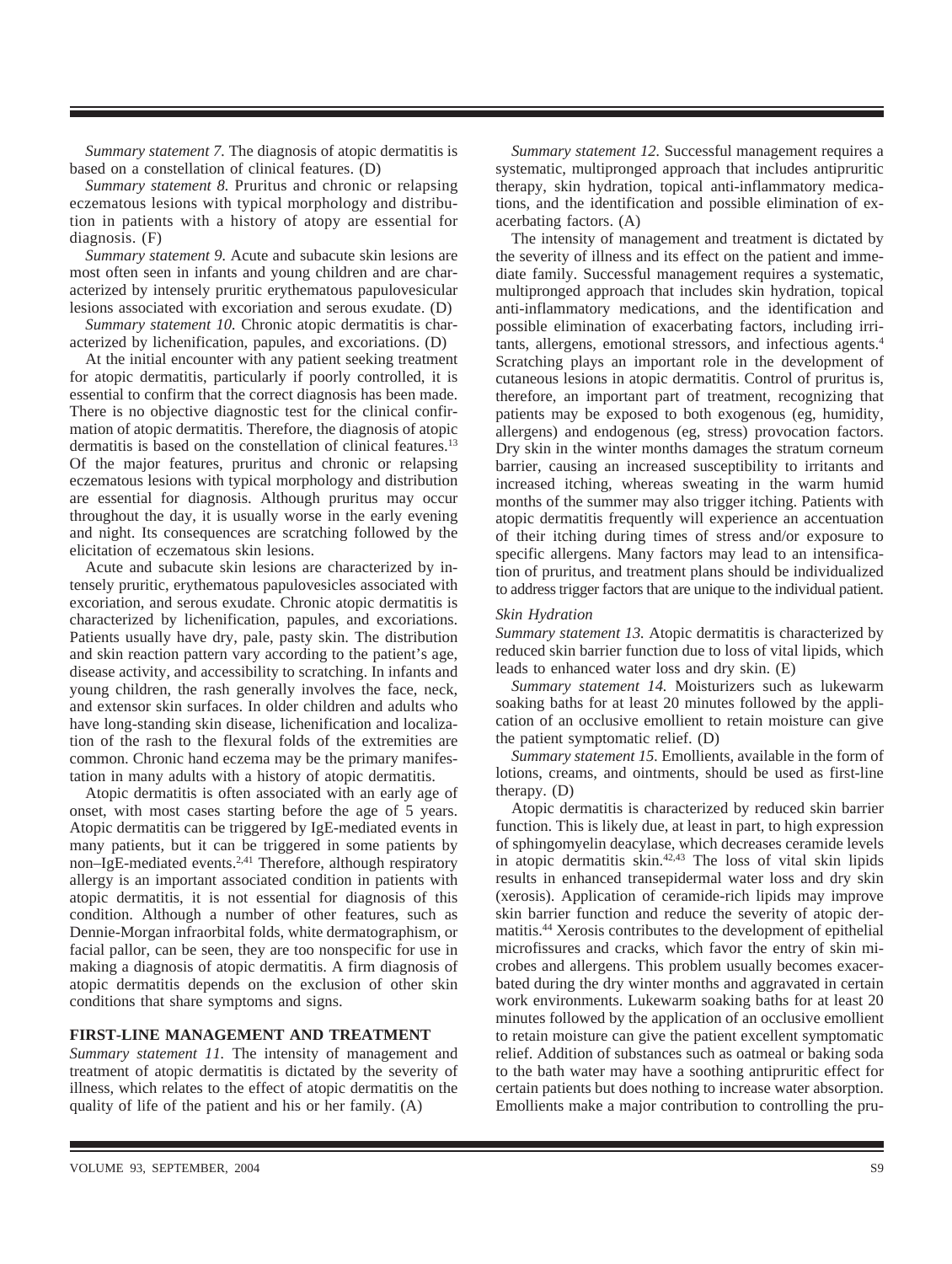*Summary statement 7.* The diagnosis of atopic dermatitis is based on a constellation of clinical features. (D)

*Summary statement 8.* Pruritus and chronic or relapsing eczematous lesions with typical morphology and distribution in patients with a history of atopy are essential for diagnosis. (F)

*Summary statement 9.* Acute and subacute skin lesions are most often seen in infants and young children and are characterized by intensely pruritic erythematous papulovesicular lesions associated with excoriation and serous exudate. (D)

*Summary statement 10.* Chronic atopic dermatitis is characterized by lichenification, papules, and excoriations. (D)

At the initial encounter with any patient seeking treatment for atopic dermatitis, particularly if poorly controlled, it is essential to confirm that the correct diagnosis has been made. There is no objective diagnostic test for the clinical confirmation of atopic dermatitis. Therefore, the diagnosis of atopic dermatitis is based on the constellation of clinical features.[13] Of the major features, pruritus and chronic or relapsing eczematous lesions with typical morphology and distribution are essential for diagnosis. Although pruritus may occur throughout the day, it is usually worse in the early evening and night. Its consequences are scratching followed by the elicitation of eczematous skin lesions.

Acute and subacute skin lesions are characterized by intensely pruritic, erythematous papulovesicles associated with excoriation, and serous exudate. Chronic atopic dermatitis is characterized by lichenification, papules, and excoriations. Patients usually have dry, pale, pasty skin. The distribution and skin reaction pattern vary according to the patient's age, disease activity, and accessibility to scratching. In infants and young children, the rash generally involves the face, neck, and extensor skin surfaces. In older children and adults who have long-standing skin disease, lichenification and localization of the rash to the flexural folds of the extremities are common. Chronic hand eczema may be the primary manifestation in many adults with a history of atopic dermatitis.

Atopic dermatitis is often associated with an early age of onset, with most cases starting before the age of 5 years. Atopic dermatitis can be triggered by IgE-mediated events in many patients, but it can be triggered in some patients by non–IgE-mediated events.[2,41] Therefore, although respiratory allergy is an important associated condition in patients with atopic dermatitis, it is not essential for diagnosis of this condition. Although a number of other features, such as Dennie-Morgan infraorbital folds, white dermatographism, or facial pallor, can be seen, they are too nonspecific for use in making a diagnosis of atopic dermatitis. A firm diagnosis of atopic dermatitis depends on the exclusion of other skin conditions that share symptoms and signs.

## FIRST-LINE MANAGEMENT AND TREATMENT

*Summary statement 11.* The intensity of management and treatment of atopic dermatitis is dictated by the severity of illness, which relates to the effect of atopic dermatitis on the quality of life of the patient and his or her family. (A)

*Summary statement 12.* Successful management requires a systematic, multipronged approach that includes antipruritic therapy, skin hydration, topical anti-inflammatory medications, and the identification and possible elimination of exacerbating factors. (A)

The intensity of management and treatment is dictated by the severity of illness and its effect on the patient and immediate family. Successful management requires a systematic, multipronged approach that includes skin hydration, topical anti-inflammatory medications, and the identification and possible elimination of exacerbating factors, including irritants, allergens, emotional stressors, and infectious agents.[4] Scratching plays an important role in the development of cutaneous lesions in atopic dermatitis. Control of pruritus is, therefore, an important part of treatment, recognizing that patients may be exposed to both exogenous (eg, humidity, allergens) and endogenous (eg, stress) provocation factors. Dry skin in the winter months damages the stratum corneum barrier, causing an increased susceptibility to irritants and increased itching, whereas sweating in the warm humid months of the summer may also trigger itching. Patients with atopic dermatitis frequently will experience an accentuation of their itching during times of stress and/or exposure to specific allergens. Many factors may lead to an intensification of pruritus, and treatment plans should be individualized to address trigger factors that are unique to the individual patient.

### *Skin Hydration*

*Summary statement 13.* Atopic dermatitis is characterized by reduced skin barrier function due to loss of vital lipids, which leads to enhanced water loss and dry skin. (E)

*Summary statement 14.* Moisturizers such as lukewarm soaking baths for at least 20 minutes followed by the application of an occlusive emollient to retain moisture can give the patient symptomatic relief. (D)

*Summary statement 15.* Emollients, available in the form of lotions, creams, and ointments, should be used as first-line therapy. (D)

Atopic dermatitis is characterized by reduced skin barrier function. This is likely due, at least in part, to high expression of sphingomyelin deacylase, which decreases ceramide levels in atopic dermatitis skin.[42,43] The loss of vital skin lipids results in enhanced transepidermal water loss and dry skin (xerosis). Application of ceramide-rich lipids may improve skin barrier function and reduce the severity of atopic dermatitis.[44] Xerosis contributes to the development of epithelial microfissures and cracks, which favor the entry of skin microbes and allergens. This problem usually becomes exacerbated during the dry winter months and aggravated in certain work environments. Lukewarm soaking baths for at least 20 minutes followed by the application of an occlusive emollient to retain moisture can give the patient excellent symptomatic relief. Addition of substances such as oatmeal or baking soda to the bath water may have a soothing antipruritic effect for certain patients but does nothing to increase water absorption. Emollients make a major contribution to controlling the pru-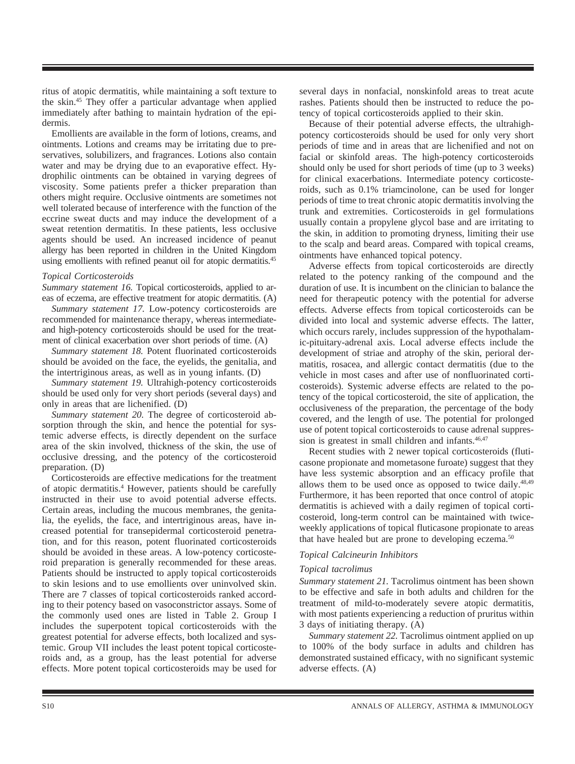ritus of atopic dermatitis, while maintaining a soft texture to the skin.[45] They offer a particular advantage when applied immediately after bathing to maintain hydration of the epidermis.

Emollients are available in the form of lotions, creams, and ointments. Lotions and creams may be irritating due to preservatives, solubilizers, and fragrances. Lotions also contain water and may be drying due to an evaporative effect. Hydrophilic ointments can be obtained in varying degrees of viscosity. Some patients prefer a thicker preparation than others might require. Occlusive ointments are sometimes not well tolerated because of interference with the function of the eccrine sweat ducts and may induce the development of a sweat retention dermatitis. In these patients, less occlusive agents should be used. An increased incidence of peanut allergy has been reported in children in the United Kingdom using emollients with refined peanut oil for atopic dermatitis.[45]

### *Topical Corticosteroids*

*Summary statement 16.* Topical corticosteroids, applied to areas of eczema, are effective treatment for atopic dermatitis. (A)

*Summary statement 17.* Low-potency corticosteroids are recommended for maintenance therapy, whereas intermediate- and high-potency corticosteroids should be used for the treatment of clinical exacerbation over short periods of time. (A)

*Summary statement 18.* Potent fluorinated corticosteroids should be avoided on the face, the eyelids, the genitalia, and the intertriginous areas, as well as in young infants. (D)

*Summary statement 19.* Ultrahigh-potency corticosteroids should be used only for very short periods (several days) and only in areas that are lichenified. (D)

*Summary statement 20.* The degree of corticosteroid absorption through the skin, and hence the potential for systemic adverse effects, is directly dependent on the surface area of the skin involved, thickness of the skin, the use of occlusive dressing, and the potency of the corticosteroid preparation. (D)

Corticosteroids are effective medications for the treatment of atopic dermatitis.[4] However, patients should be carefully instructed in their use to avoid potential adverse effects. Certain areas, including the mucous membranes, the genitalia, the eyelids, the face, and intertriginous areas, have increased potential for transepidermal corticosteroid penetration, and for this reason, potent fluorinated corticosteroids should be avoided in these areas. A low-potency corticosteroid preparation is generally recommended for these areas. Patients should be instructed to apply topical corticosteroids to skin lesions and to use emollients over uninvolved skin. There are 7 classes of topical corticosteroids ranked according to their potency based on vasoconstrictor assays. Some of the commonly used ones are listed in Table 2. Group I includes the superpotent topical corticosteroids with the greatest potential for adverse effects, both localized and systemic. Group VII includes the least potent topical corticosteroids and, as a group, has the least potential for adverse effects. More potent topical corticosteroids may be used for several days in nonfacial, nonskinfold areas to treat acute rashes. Patients should then be instructed to reduce the potency of topical corticosteroids applied to their skin.

Because of their potential adverse effects, the ultrahigh-potency corticosteroids should be used for only very short periods of time and in areas that are lichenified and not on facial or skinfold areas. The high-potency corticosteroids should only be used for short periods of time (up to 3 weeks) for clinical exacerbations. Intermediate potency corticosteroids, such as 0.1% triamcinolone, can be used for longer periods of time to treat chronic atopic dermatitis involving the trunk and extremities. Corticosteroids in gel formulations usually contain a propylene glycol base and are irritating to the skin, in addition to promoting dryness, limiting their use to the scalp and beard areas. Compared with topical creams, ointments have enhanced topical potency.

Adverse effects from topical corticosteroids are directly related to the potency ranking of the compound and the duration of use. It is incumbent on the clinician to balance the need for therapeutic potency with the potential for adverse effects. Adverse effects from topical corticosteroids can be divided into local and systemic adverse effects. The latter, which occurs rarely, includes suppression of the hypothalamic-pituitary-adrenal axis. Local adverse effects include the development of striae and atrophy of the skin, perioral dermatitis, rosacea, and allergic contact dermatitis (due to the vehicle in most cases and after use of nonfluorinated corticosteroids). Systemic adverse effects are related to the potency of the topical corticosteroid, the site of application, the occlusiveness of the preparation, the percentage of the body covered, and the length of use. The potential for prolonged use of potent topical corticosteroids to cause adrenal suppression is greatest in small children and infants.[46,47]

Recent studies with 2 newer topical corticosteroids (fluticasone propionate and mometasone furoate) suggest that they have less systemic absorption and an efficacy profile that allows them to be used once as opposed to twice daily.[48,49] Furthermore, it has been reported that once control of atopic dermatitis is achieved with a daily regimen of topical corticosteroid, long-term control can be maintained with twice-weekly applications of topical fluticasone propionate to areas that have healed but are prone to developing eczema.[50]

### *Topical Calcineurin Inhibitors*

#### *Topical tacrolimus*

*Summary statement 21.* Tacrolimus ointment has been shown to be effective and safe in both adults and children for the treatment of mild-to-moderately severe atopic dermatitis, with most patients experiencing a reduction of pruritus within 3 days of initiating therapy. (A)

*Summary statement 22.* Tacrolimus ointment applied on up to 100% of the body surface in adults and children has demonstrated sustained efficacy, with no significant systemic adverse effects. (A)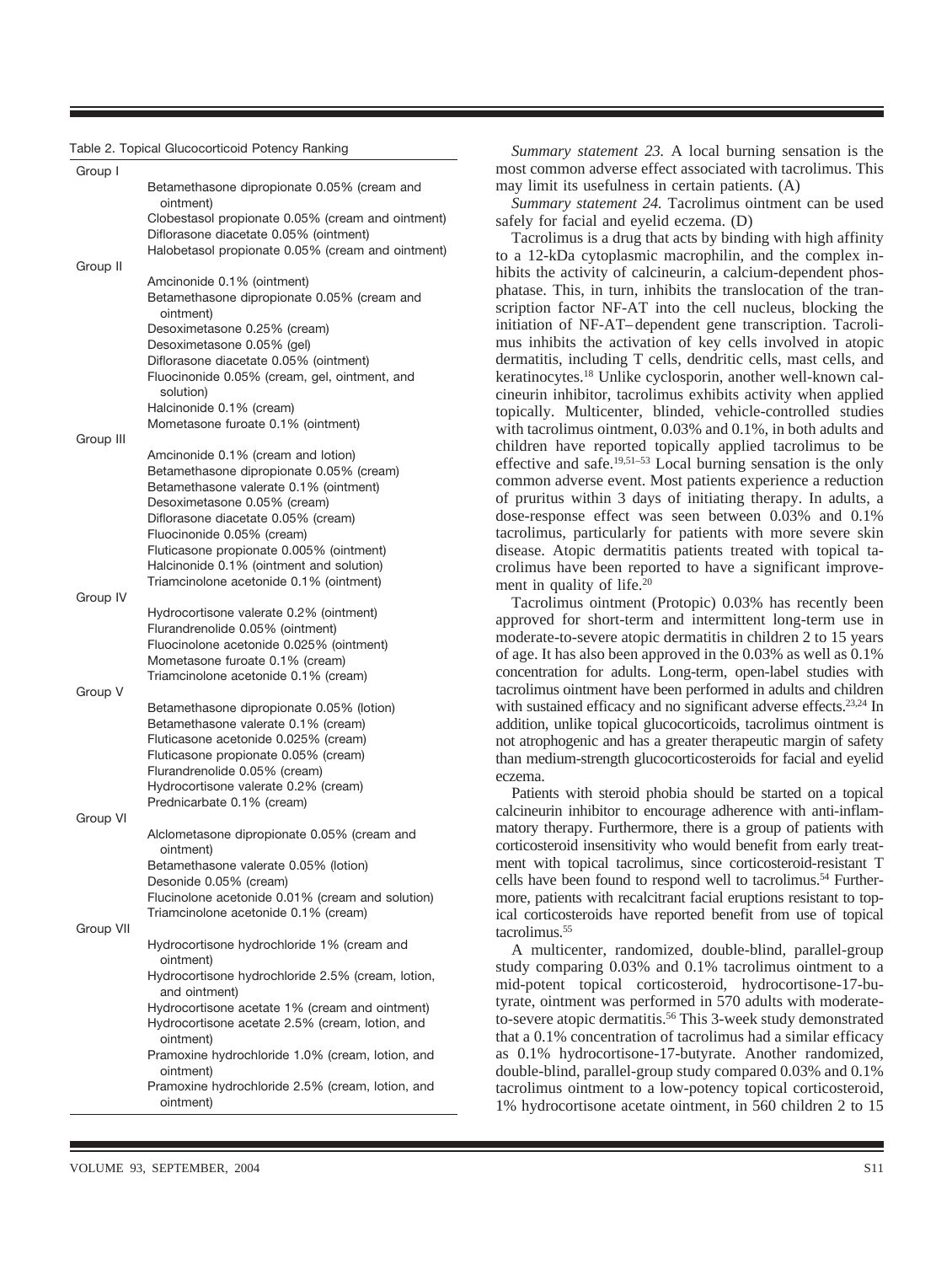Table 2. Topical Glucocorticoid Potency Ranking

| Group | Agent |
|---|---|
| Group I | |
| | Betamethasone dipropionate 0.05% (cream and ointment) |
| | Clobestasol propionate 0.05% (cream and ointment) |
| | Diflorasone diacetate 0.05% (ointment) |
| | Halobetasol propionate 0.05% (cream and ointment) |
| Group II | |
| | Amcinonide 0.1% (ointment) |
| | Betamethasone dipropionate 0.05% (cream and ointment) |
| | Desoximetasone 0.25% (cream) |
| | Desoximetasone 0.05% (gel) |
| | Diflorasone diacetate 0.05% (ointment) |
| | Fluocinonide 0.05% (cream, gel, ointment, and solution) |
| | Halcinonide 0.1% (cream) |
| | Mometasone furoate 0.1% (ointment) |
| Group III | |
| | Amcinonide 0.1% (cream and lotion) |
| | Betamethasone dipropionate 0.05% (cream) |
| | Betamethasone valerate 0.1% (ointment) |
| | Desoximetasone 0.05% (cream) |
| | Diflorasone diacetate 0.05% (cream) |
| | Fluocinonide 0.05% (cream) |
| | Fluticasone propionate 0.005% (ointment) |
| | Halcinonide 0.1% (ointment and solution) |
| | Triamcinolone acetonide 0.1% (ointment) |
| Group IV | |
| | Hydrocortisone valerate 0.2% (ointment) |
| | Flurandrenolide 0.05% (ointment) |
| | Fluocinolone acetonide 0.025% (ointment) |
| | Mometasone furoate 0.1% (cream) |
| | Triamcinolone acetonide 0.1% (cream) |
| Group V | |
| | Betamethasone dipropionate 0.05% (lotion) |
| | Betamethasone valerate 0.1% (cream) |
| | Fluticasone acetonide 0.025% (cream) |
| | Fluticasone propionate 0.05% (cream) |
| | Flurandrenolide 0.05% (cream) |
| | Hydrocortisone valerate 0.2% (cream) |
| | Prednicarbate 0.1% (cream) |
| Group VI | |
| | Alclometasone dipropionate 0.05% (cream and ointment) |
| | Betamethasone valerate 0.05% (lotion) |
| | Desonide 0.05% (cream) |
| | Flucinolone acetonide 0.01% (cream and solution) |
| | Triamcinolone acetonide 0.1% (cream) |
| Group VII | |
| | Hydrocortisone hydrochloride 1% (cream and ointment) |
| | Hydrocortisone hydrochloride 2.5% (cream, lotion, and ointment) |
| | Hydrocortisone acetate 1% (cream and ointment) |
| | Hydrocortisone acetate 2.5% (cream, lotion, and ointment) |
| | Pramoxine hydrochloride 1.0% (cream, lotion, and ointment) |
| | Pramoxine hydrochloride 2.5% (cream, lotion, and ointment) |

*Summary statement 23.* A local burning sensation is the most common adverse effect associated with tacrolimus. This may limit its usefulness in certain patients. (A)

*Summary statement 24.* Tacrolimus ointment can be used safely for facial and eyelid eczema. (D)

Tacrolimus is a drug that acts by binding with high affinity to a 12-kDa cytoplasmic macrophilin, and the complex inhibits the activity of calcineurin, a calcium-dependent phosphatase. This, in turn, inhibits the translocation of the transcription factor NF-AT into the cell nucleus, blocking the initiation of NF-AT–dependent gene transcription. Tacrolimus inhibits the activation of key cells involved in atopic dermatitis, including T cells, dendritic cells, mast cells, and keratinocytes.[18] Unlike cyclosporin, another well-known calcineurin inhibitor, tacrolimus exhibits activity when applied topically. Multicenter, blinded, vehicle-controlled studies with tacrolimus ointment, 0.03% and 0.1%, in both adults and children have reported topically applied tacrolimus to be effective and safe.[19,51–53] Local burning sensation is the only common adverse event. Most patients experience a reduction of pruritus within 3 days of initiating therapy. In adults, a dose-response effect was seen between 0.03% and 0.1% tacrolimus, particularly for patients with more severe skin disease. Atopic dermatitis patients treated with topical tacrolimus have been reported to have a significant improvement in quality of life.[20]

Tacrolimus ointment (Protopic) 0.03% has recently been approved for short-term and intermittent long-term use in moderate-to-severe atopic dermatitis in children 2 to 15 years of age. It has also been approved in the 0.03% as well as 0.1% concentration for adults. Long-term, open-label studies with tacrolimus ointment have been performed in adults and children with sustained efficacy and no significant adverse effects.[23,24] In addition, unlike topical glucocorticoids, tacrolimus ointment is not atrophogenic and has a greater therapeutic margin of safety than medium-strength glucocorticosteroids for facial and eyelid eczema.

Patients with steroid phobia should be started on a topical calcineurin inhibitor to encourage adherence with anti-inflammatory therapy. Furthermore, there is a group of patients with corticosteroid insensitivity who would benefit from early treatment with topical tacrolimus, since corticosteroid-resistant T cells have been found to respond well to tacrolimus.[54] Furthermore, patients with recalcitrant facial eruptions resistant to topical corticosteroids have reported benefit from use of topical tacrolimus.[55]

A multicenter, randomized, double-blind, parallel-group study comparing 0.03% and 0.1% tacrolimus ointment to a mid-potent topical corticosteroid, hydrocortisone-17-butyrate, ointment was performed in 570 adults with moderate-to-severe atopic dermatitis.[56] This 3-week study demonstrated that a 0.1% concentration of tacrolimus had a similar efficacy as 0.1% hydrocortisone-17-butyrate. Another randomized, double-blind, parallel-group study compared 0.03% and 0.1% tacrolimus ointment to a low-potency topical corticosteroid, 1% hydrocortisone acetate ointment, in 560 children 2 to 15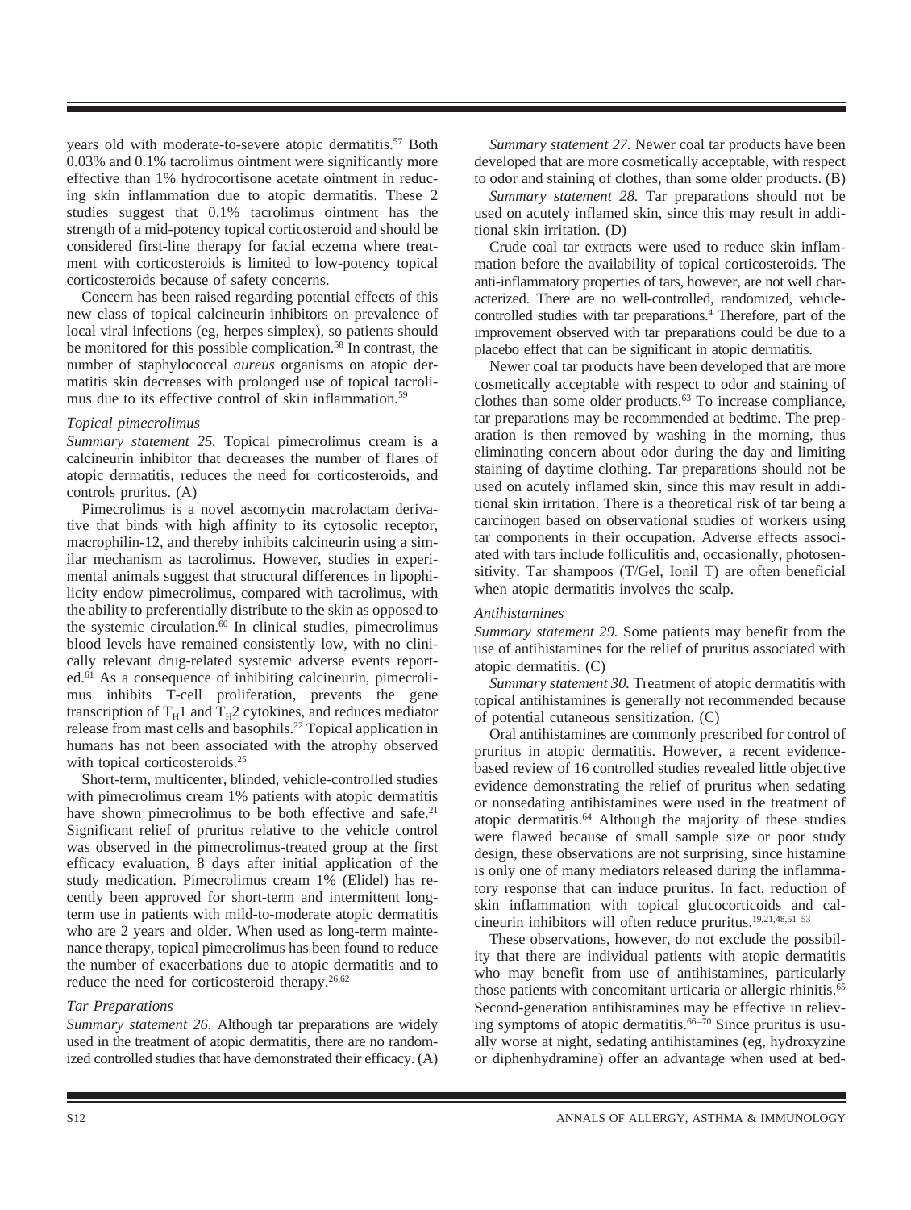years old with moderate-to-severe atopic dermatitis.[57] Both 0.03% and 0.1% tacrolimus ointment were significantly more effective than 1% hydrocortisone acetate ointment in reducing skin inflammation due to atopic dermatitis. These 2 studies suggest that 0.1% tacrolimus ointment has the strength of a mid-potency topical corticosteroid and should be considered first-line therapy for facial eczema where treatment with corticosteroids is limited to low-potency topical corticosteroids because of safety concerns.

Concern has been raised regarding potential effects of this new class of topical calcineurin inhibitors on prevalence of local viral infections (eg, herpes simplex), so patients should be monitored for this possible complication.[58] In contrast, the number of staphylococcal *aureus* organisms on atopic dermatitis skin decreases with prolonged use of topical tacrolimus due to its effective control of skin inflammation.[59]

### *Topical pimecrolimus*

*Summary statement 25.* Topical pimecrolimus cream is a calcineurin inhibitor that decreases the number of flares of atopic dermatitis, reduces the need for corticosteroids, and controls pruritus. (A)

Pimecrolimus is a novel ascomycin macrolactam derivative that binds with high affinity to its cytosolic receptor, macrophilin-12, and thereby inhibits calcineurin using a similar mechanism as tacrolimus. However, studies in experimental animals suggest that structural differences in lipophilicity endow pimecrolimus, compared with tacrolimus, with the ability to preferentially distribute to the skin as opposed to the systemic circulation.[60] In clinical studies, pimecrolimus blood levels have remained consistently low, with no clinically relevant drug-related systemic adverse events reported.[61] As a consequence of inhibiting calcineurin, pimecrolimus inhibits T-cell proliferation, prevents the gene transcription of $T_H1$ and $T_H2$ cytokines, and reduces mediator release from mast cells and basophils.[22] Topical application in humans has not been associated with the atrophy observed with topical corticosteroids.[25]

Short-term, multicenter, blinded, vehicle-controlled studies with pimecrolimus cream 1% patients with atopic dermatitis have shown pimecrolimus to be both effective and safe.[21] Significant relief of pruritus relative to the vehicle control was observed in the pimecrolimus-treated group at the first efficacy evaluation, 8 days after initial application of the study medication. Pimecrolimus cream 1% (Elidel) has recently been approved for short-term and intermittent long-term use in patients with mild-to-moderate atopic dermatitis who are 2 years and older. When used as long-term maintenance therapy, topical pimecrolimus has been found to reduce the number of exacerbations due to atopic dermatitis and to reduce the need for corticosteroid therapy.[26,62]

### *Tar Preparations*

*Summary statement 26.* Although tar preparations are widely used in the treatment of atopic dermatitis, there are no randomized controlled studies that have demonstrated their efficacy. (A)

*Summary statement 27.* Newer coal tar products have been developed that are more cosmetically acceptable, with respect to odor and staining of clothes, than some older products. (B)

*Summary statement 28.* Tar preparations should not be used on acutely inflamed skin, since this may result in additional skin irritation. (D)

Crude coal tar extracts were used to reduce skin inflammation before the availability of topical corticosteroids. The anti-inflammatory properties of tars, however, are not well characterized. There are no well-controlled, randomized, vehicle-controlled studies with tar preparations.[4] Therefore, part of the improvement observed with tar preparations could be due to a placebo effect that can be significant in atopic dermatitis.

Newer coal tar products have been developed that are more cosmetically acceptable with respect to odor and staining of clothes than some older products.[63] To increase compliance, tar preparations may be recommended at bedtime. The preparation is then removed by washing in the morning, thus eliminating concern about odor during the day and limiting staining of daytime clothing. Tar preparations should not be used on acutely inflamed skin, since this may result in additional skin irritation. There is a theoretical risk of tar being a carcinogen based on observational studies of workers using tar components in their occupation. Adverse effects associated with tars include folliculitis and, occasionally, photosensitivity. Tar shampoos (T/Gel, Ionil T) are often beneficial when atopic dermatitis involves the scalp.

### *Antihistamines*

*Summary statement 29.* Some patients may benefit from the use of antihistamines for the relief of pruritus associated with atopic dermatitis. (C)

*Summary statement 30.* Treatment of atopic dermatitis with topical antihistamines is generally not recommended because of potential cutaneous sensitization. (C)

Oral antihistamines are commonly prescribed for control of pruritus in atopic dermatitis. However, a recent evidence-based review of 16 controlled studies revealed little objective evidence demonstrating the relief of pruritus when sedating or nonsedating antihistamines were used in the treatment of atopic dermatitis.[64] Although the majority of these studies were flawed because of small sample size or poor study design, these observations are not surprising, since histamine is only one of many mediators released during the inflammatory response that can induce pruritus. In fact, reduction of skin inflammation with topical glucocorticoids and calcineurin inhibitors will often reduce pruritus.[19,21,48,51–53]

These observations, however, do not exclude the possibility that there are individual patients with atopic dermatitis who may benefit from use of antihistamines, particularly those patients with concomitant urticaria or allergic rhinitis.[65] Second-generation antihistamines may be effective in relieving symptoms of atopic dermatitis.[66–70] Since pruritus is usually worse at night, sedating antihistamines (eg, hydroxyzine or diphenhydramine) offer an advantage when used at bed-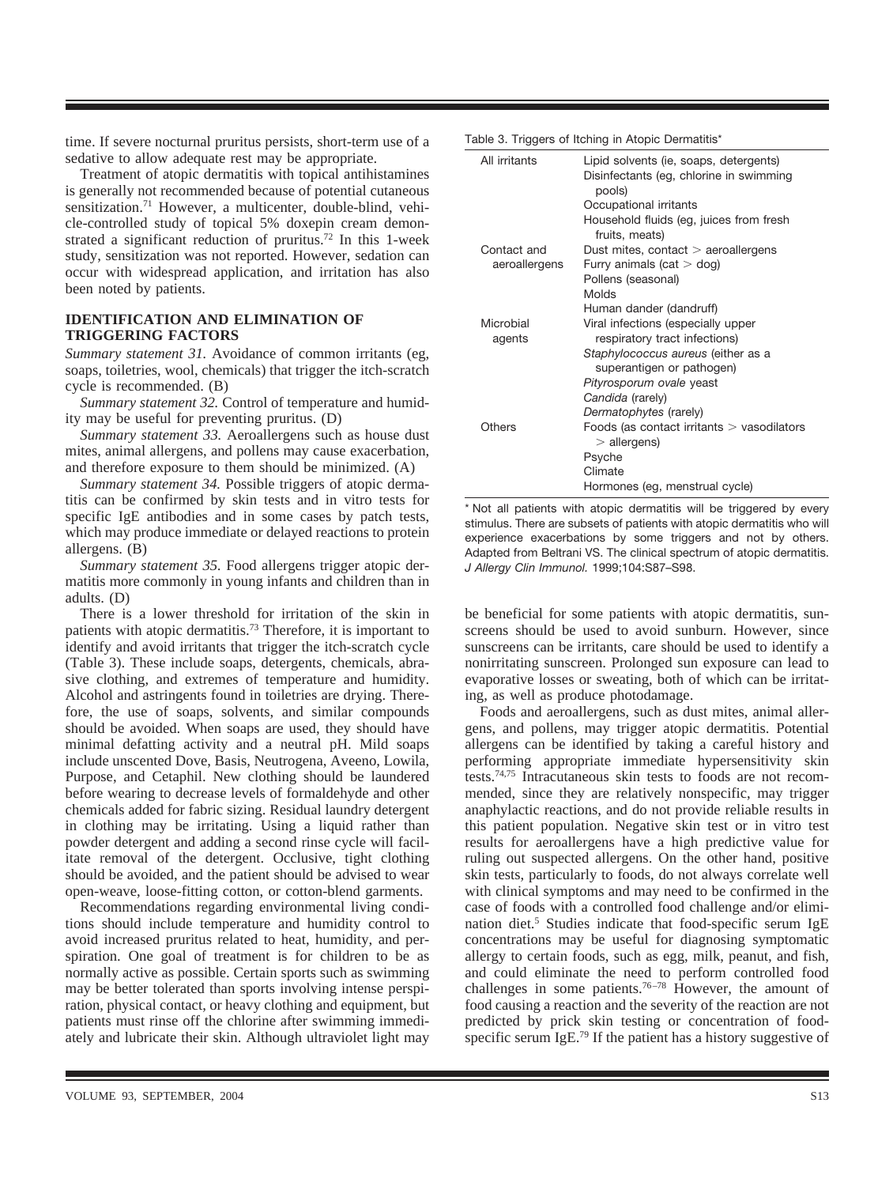time. If severe nocturnal pruritus persists, short-term use of a sedative to allow adequate rest may be appropriate.

Treatment of atopic dermatitis with topical antihistamines is generally not recommended because of potential cutaneous sensitization.[71] However, a multicenter, double-blind, vehicle-controlled study of topical 5% doxepin cream demonstrated a significant reduction of pruritus.[72] In this 1-week study, sensitization was not reported. However, sedation can occur with widespread application, and irritation has also been noted by patients.

## IDENTIFICATION AND ELIMINATION OF TRIGGERING FACTORS

*Summary statement 31.* Avoidance of common irritants (eg, soaps, toiletries, wool, chemicals) that trigger the itch-scratch cycle is recommended. (B)

*Summary statement 32.* Control of temperature and humidity may be useful for preventing pruritus. (D)

*Summary statement 33.* Aeroallergens such as house dust mites, animal allergens, and pollens may cause exacerbation, and therefore exposure to them should be minimized. (A)

*Summary statement 34.* Possible triggers of atopic dermatitis can be confirmed by skin tests and in vitro tests for specific IgE antibodies and in some cases by patch tests, which may produce immediate or delayed reactions to protein allergens. (B)

*Summary statement 35.* Food allergens trigger atopic dermatitis more commonly in young infants and children than in adults. (D)

There is a lower threshold for irritation of the skin in patients with atopic dermatitis.[73] Therefore, it is important to identify and avoid irritants that trigger the itch-scratch cycle (Table 3). These include soaps, detergents, chemicals, abrasive clothing, and extremes of temperature and humidity. Alcohol and astringents found in toiletries are drying. Therefore, the use of soaps, solvents, and similar compounds should be avoided. When soaps are used, they should have minimal defatting activity and a neutral pH. Mild soaps include unscented Dove, Basis, Neutrogena, Aveeno, Lowila, Purpose, and Cetaphil. New clothing should be laundered before wearing to decrease levels of formaldehyde and other chemicals added for fabric sizing. Residual laundry detergent in clothing may be irritating. Using a liquid rather than powder detergent and adding a second rinse cycle will facilitate removal of the detergent. Occlusive, tight clothing should be avoided, and the patient should be advised to wear open-weave, loose-fitting cotton, or cotton-blend garments.

Recommendations regarding environmental living conditions should include temperature and humidity control to avoid increased pruritus related to heat, humidity, and perspiration. One goal of treatment is for children to be as normally active as possible. Certain sports such as swimming may be better tolerated than sports involving intense perspiration, physical contact, or heavy clothing and equipment, but patients must rinse off the chlorine after swimming immediately and lubricate their skin. Although ultraviolet light may be beneficial for some patients with atopic dermatitis, sunscreens should be used to avoid sunburn. However, since sunscreens can be irritants, care should be used to identify a nonirritating sunscreen. Prolonged sun exposure can lead to evaporative losses or sweating, both of which can be irritating, as well as produce photodamage.

Table 3. Triggers of Itching in Atopic Dermatitis*

| | |
|---|---|
| All irritants | Lipid solvents (ie, soaps, detergents)<br>Disinfectants (eg, chlorine in swimming pools)<br>Occupational irritants<br>Household fluids (eg, juices from fresh fruits, meats) |
| Contact and aeroallergens | Dust mites, contact > aeroallergens<br>Furry animals (cat > dog)<br>Pollens (seasonal)<br>Molds<br>Human dander (dandruff) |
| Microbial agents | Viral infections (especially upper respiratory tract infections)<br>*Staphylococcus aureus* (either as a superantigen or pathogen)<br>*Pityrosporum ovale* yeast<br>*Candida* (rarely)<br>*Dermatophytes* (rarely) |
| Others | Foods (as contact irritants > vasodilators > allergens)<br>Psyche<br>Climate<br>Hormones (eg, menstrual cycle) |

\* Not all patients with atopic dermatitis will be triggered by every stimulus. There are subsets of patients with atopic dermatitis who will experience exacerbations by some triggers and not by others. Adapted from Beltrani VS. The clinical spectrum of atopic dermatitis. *J Allergy Clin Immunol.* 1999;104:S87–S98.

Foods and aeroallergens, such as dust mites, animal allergens, and pollens, may trigger atopic dermatitis. Potential allergens can be identified by taking a careful history and performing appropriate immediate hypersensitivity skin tests.[74,75] Intracutaneous skin tests to foods are not recommended, since they are relatively nonspecific, may trigger anaphylactic reactions, and do not provide reliable results in this patient population. Negative skin test or in vitro test results for aeroallergens have a high predictive value for ruling out suspected allergens. On the other hand, positive skin tests, particularly to foods, do not always correlate well with clinical symptoms and may need to be confirmed in the case of foods with a controlled food challenge and/or elimination diet.[5] Studies indicate that food-specific serum IgE concentrations may be useful for diagnosing symptomatic allergy to certain foods, such as egg, milk, peanut, and fish, and could eliminate the need to perform controlled food challenges in some patients.[76–78] However, the amount of food causing a reaction and the severity of the reaction are not predicted by prick skin testing or concentration of food-specific serum IgE.[79] If the patient has a history suggestive of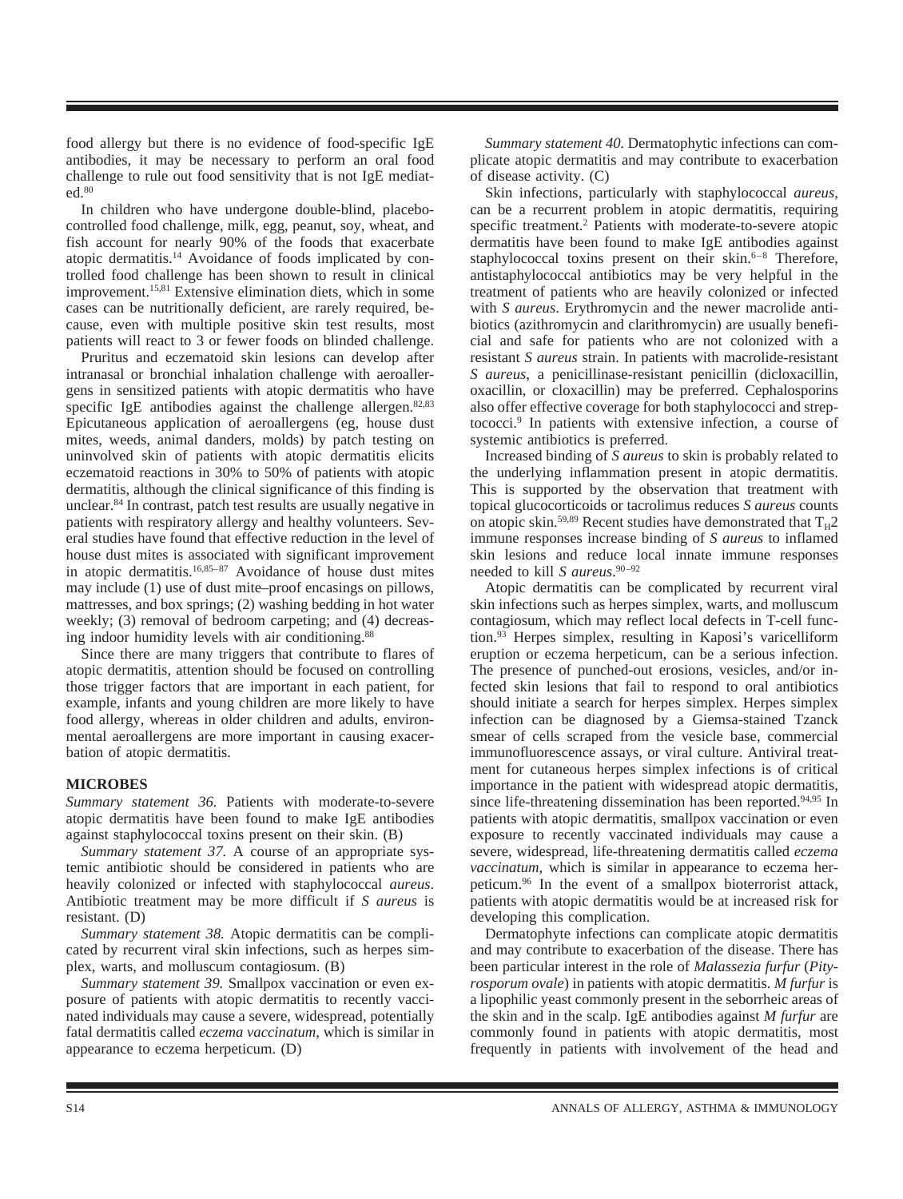food allergy but there is no evidence of food-specific IgE antibodies, it may be necessary to perform an oral food challenge to rule out food sensitivity that is not IgE mediated.[80]

In children who have undergone double-blind, placebo-controlled food challenge, milk, egg, peanut, soy, wheat, and fish account for nearly 90% of the foods that exacerbate atopic dermatitis.[14] Avoidance of foods implicated by controlled food challenge has been shown to result in clinical improvement.[15,81] Extensive elimination diets, which in some cases can be nutritionally deficient, are rarely required, because, even with multiple positive skin test results, most patients will react to 3 or fewer foods on blinded challenge.

Pruritus and eczematoid skin lesions can develop after intranasal or bronchial inhalation challenge with aeroallergens in sensitized patients with atopic dermatitis who have specific IgE antibodies against the challenge allergen.[82,83] Epicutaneous application of aeroallergens (eg, house dust mites, weeds, animal danders, molds) by patch testing on uninvolved skin of patients with atopic dermatitis elicits eczematoid reactions in 30% to 50% of patients with atopic dermatitis, although the clinical significance of this finding is unclear.[84] In contrast, patch test results are usually negative in patients with respiratory allergy and healthy volunteers. Several studies have found that effective reduction in the level of house dust mites is associated with significant improvement in atopic dermatitis.[16,85–87] Avoidance of house dust mites may include (1) use of dust mite–proof encasings on pillows, mattresses, and box springs; (2) washing bedding in hot water weekly; (3) removal of bedroom carpeting; and (4) decreasing indoor humidity levels with air conditioning.[88]

Since there are many triggers that contribute to flares of atopic dermatitis, attention should be focused on controlling those trigger factors that are important in each patient, for example, infants and young children are more likely to have food allergy, whereas in older children and adults, environmental aeroallergens are more important in causing exacerbation of atopic dermatitis.

## MICROBES

*Summary statement 36.* Patients with moderate-to-severe atopic dermatitis have been found to make IgE antibodies against staphylococcal toxins present on their skin. (B)

*Summary statement 37.* A course of an appropriate systemic antibiotic should be considered in patients who are heavily colonized or infected with staphylococcal *aureus*. Antibiotic treatment may be more difficult if *S aureus* is resistant. (D)

*Summary statement 38.* Atopic dermatitis can be complicated by recurrent viral skin infections, such as herpes simplex, warts, and molluscum contagiosum. (B)

*Summary statement 39.* Smallpox vaccination or even exposure of patients with atopic dermatitis to recently vaccinated individuals may cause a severe, widespread, potentially fatal dermatitis called *eczema vaccinatum*, which is similar in appearance to eczema herpeticum. (D)

*Summary statement 40.* Dermatophytic infections can complicate atopic dermatitis and may contribute to exacerbation of disease activity. (C)

Skin infections, particularly with staphylococcal *aureus*, can be a recurrent problem in atopic dermatitis, requiring specific treatment.[2] Patients with moderate-to-severe atopic dermatitis have been found to make IgE antibodies against staphylococcal toxins present on their skin.[6–8] Therefore, antistaphylococcal antibiotics may be very helpful in the treatment of patients who are heavily colonized or infected with *S aureus*. Erythromycin and the newer macrolide antibiotics (azithromycin and clarithromycin) are usually beneficial and safe for patients who are not colonized with a resistant *S aureus* strain. In patients with macrolide-resistant *S aureus*, a penicillinase-resistant penicillin (dicloxacillin, oxacillin, or cloxacillin) may be preferred. Cephalosporins also offer effective coverage for both staphylococci and streptococci.[9] In patients with extensive infection, a course of systemic antibiotics is preferred.

Increased binding of *S aureus* to skin is probably related to the underlying inflammation present in atopic dermatitis. This is supported by the observation that treatment with topical glucocorticoids or tacrolimus reduces *S aureus* counts on atopic skin.[59,89] Recent studies have demonstrated that $T_H2$ immune responses increase binding of *S aureus* to inflamed skin lesions and reduce local innate immune responses needed to kill *S aureus*.[90–92]

Atopic dermatitis can be complicated by recurrent viral skin infections such as herpes simplex, warts, and molluscum contagiosum, which may reflect local defects in T-cell function.[93] Herpes simplex, resulting in Kaposi's varicelliform eruption or eczema herpeticum, can be a serious infection. The presence of punched-out erosions, vesicles, and/or infected skin lesions that fail to respond to oral antibiotics should initiate a search for herpes simplex. Herpes simplex infection can be diagnosed by a Giemsa-stained Tzanck smear of cells scraped from the vesicle base, commercial immunofluorescence assays, or viral culture. Antiviral treatment for cutaneous herpes simplex infections is of critical importance in the patient with widespread atopic dermatitis, since life-threatening dissemination has been reported.[94,95] In patients with atopic dermatitis, smallpox vaccination or even exposure to recently vaccinated individuals may cause a severe, widespread, life-threatening dermatitis called *eczema vaccinatum*, which is similar in appearance to eczema herpeticum.[96] In the event of a smallpox bioterrorist attack, patients with atopic dermatitis would be at increased risk for developing this complication.

Dermatophyte infections can complicate atopic dermatitis and may contribute to exacerbation of the disease. There has been particular interest in the role of *Malassezia furfur* (*Pityrosporum ovale*) in patients with atopic dermatitis. *M furfur* is a lipophilic yeast commonly present in the seborrheic areas of the skin and in the scalp. IgE antibodies against *M furfur* are commonly found in patients with atopic dermatitis, most frequently in patients with involvement of the head and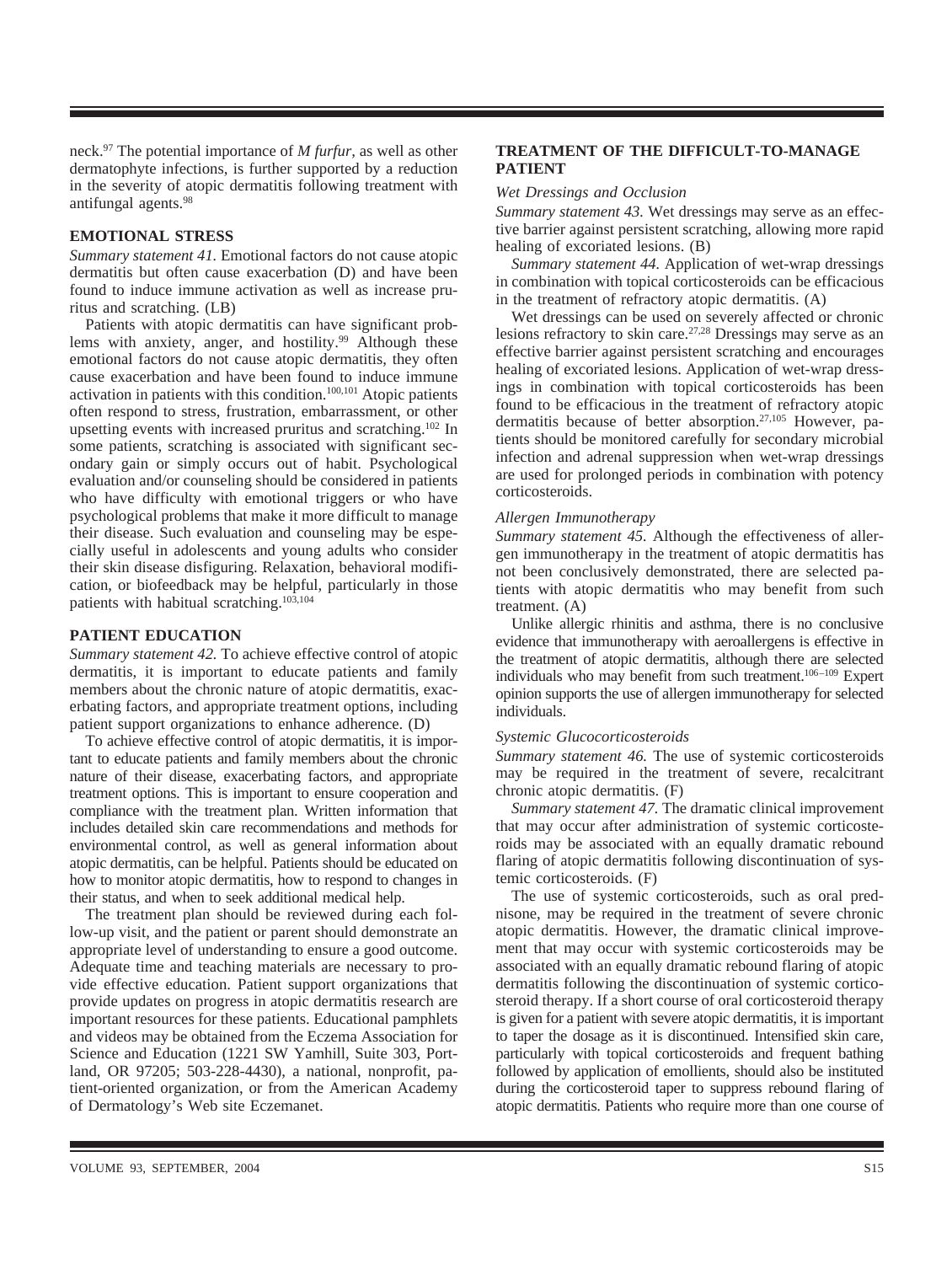neck.[97] The potential importance of *M furfur*, as well as other dermatophyte infections, is further supported by a reduction in the severity of atopic dermatitis following treatment with antifungal agents.[98]

## EMOTIONAL STRESS

*Summary statement 41.* Emotional factors do not cause atopic dermatitis but often cause exacerbation (D) and have been found to induce immune activation as well as increase pruritus and scratching. (LB)

Patients with atopic dermatitis can have significant problems with anxiety, anger, and hostility.[99] Although these emotional factors do not cause atopic dermatitis, they often cause exacerbation and have been found to induce immune activation in patients with this condition.[100,101] Atopic patients often respond to stress, frustration, embarrassment, or other upsetting events with increased pruritus and scratching.[102] In some patients, scratching is associated with significant secondary gain or simply occurs out of habit. Psychological evaluation and/or counseling should be considered in patients who have difficulty with emotional triggers or who have psychological problems that make it more difficult to manage their disease. Such evaluation and counseling may be especially useful in adolescents and young adults who consider their skin disease disfiguring. Relaxation, behavioral modification, or biofeedback may be helpful, particularly in those patients with habitual scratching.[103,104]

## PATIENT EDUCATION

*Summary statement 42.* To achieve effective control of atopic dermatitis, it is important to educate patients and family members about the chronic nature of atopic dermatitis, exacerbating factors, and appropriate treatment options, including patient support organizations to enhance adherence. (D)

To achieve effective control of atopic dermatitis, it is important to educate patients and family members about the chronic nature of their disease, exacerbating factors, and appropriate treatment options. This is important to ensure cooperation and compliance with the treatment plan. Written information that includes detailed skin care recommendations and methods for environmental control, as well as general information about atopic dermatitis, can be helpful. Patients should be educated on how to monitor atopic dermatitis, how to respond to changes in their status, and when to seek additional medical help.

The treatment plan should be reviewed during each follow-up visit, and the patient or parent should demonstrate an appropriate level of understanding to ensure a good outcome. Adequate time and teaching materials are necessary to provide effective education. Patient support organizations that provide updates on progress in atopic dermatitis research are important resources for these patients. Educational pamphlets and videos may be obtained from the Eczema Association for Science and Education (1221 SW Yamhill, Suite 303, Portland, OR 97205; 503-228-4430), a national, nonprofit, patient-oriented organization, or from the American Academy of Dermatology's Web site Eczemanet.

## TREATMENT OF THE DIFFICULT-TO-MANAGE PATIENT

### *Wet Dressings and Occlusion*

*Summary statement 43.* Wet dressings may serve as an effective barrier against persistent scratching, allowing more rapid healing of excoriated lesions. (B)

*Summary statement 44.* Application of wet-wrap dressings in combination with topical corticosteroids can be efficacious in the treatment of refractory atopic dermatitis. (A)

Wet dressings can be used on severely affected or chronic lesions refractory to skin care.[27,28] Dressings may serve as an effective barrier against persistent scratching and encourages healing of excoriated lesions. Application of wet-wrap dressings in combination with topical corticosteroids has been found to be efficacious in the treatment of refractory atopic dermatitis because of better absorption.[27,105] However, patients should be monitored carefully for secondary microbial infection and adrenal suppression when wet-wrap dressings are used for prolonged periods in combination with potency corticosteroids.

### *Allergen Immunotherapy*

*Summary statement 45.* Although the effectiveness of allergen immunotherapy in the treatment of atopic dermatitis has not been conclusively demonstrated, there are selected patients with atopic dermatitis who may benefit from such treatment. (A)

Unlike allergic rhinitis and asthma, there is no conclusive evidence that immunotherapy with aeroallergens is effective in the treatment of atopic dermatitis, although there are selected individuals who may benefit from such treatment.[106–109] Expert opinion supports the use of allergen immunotherapy for selected individuals.

### *Systemic Glucocorticosteroids*

*Summary statement 46.* The use of systemic corticosteroids may be required in the treatment of severe, recalcitrant chronic atopic dermatitis. (F)

*Summary statement 47.* The dramatic clinical improvement that may occur after administration of systemic corticosteroids may be associated with an equally dramatic rebound flaring of atopic dermatitis following discontinuation of systemic corticosteroids. (F)

The use of systemic corticosteroids, such as oral prednisone, may be required in the treatment of severe chronic atopic dermatitis. However, the dramatic clinical improvement that may occur with systemic corticosteroids may be associated with an equally dramatic rebound flaring of atopic dermatitis following the discontinuation of systemic corticosteroid therapy. If a short course of oral corticosteroid therapy is given for a patient with severe atopic dermatitis, it is important to taper the dosage as it is discontinued. Intensified skin care, particularly with topical corticosteroids and frequent bathing followed by application of emollients, should also be instituted during the corticosteroid taper to suppress rebound flaring of atopic dermatitis. Patients who require more than one course of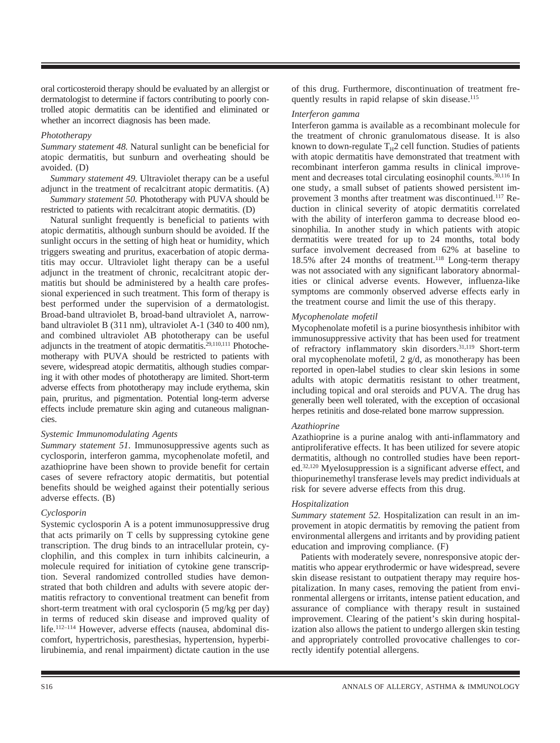oral corticosteroid therapy should be evaluated by an allergist or dermatologist to determine if factors contributing to poorly controlled atopic dermatitis can be identified and eliminated or whether an incorrect diagnosis has been made.

### *Phototherapy*

*Summary statement 48.* Natural sunlight can be beneficial for atopic dermatitis, but sunburn and overheating should be avoided. (D)

*Summary statement 49.* Ultraviolet therapy can be a useful adjunct in the treatment of recalcitrant atopic dermatitis. (A)

*Summary statement 50.* Phototherapy with PUVA should be restricted to patients with recalcitrant atopic dermatitis. (D)

Natural sunlight frequently is beneficial to patients with atopic dermatitis, although sunburn should be avoided. If the sunlight occurs in the setting of high heat or humidity, which triggers sweating and pruritus, exacerbation of atopic dermatitis may occur. Ultraviolet light therapy can be a useful adjunct in the treatment of chronic, recalcitrant atopic dermatitis but should be administered by a health care professional experienced in such treatment. This form of therapy is best performed under the supervision of a dermatologist. Broad-band ultraviolet B, broad-band ultraviolet A, narrow-band ultraviolet B (311 nm), ultraviolet A-1 (340 to 400 nm), and combined ultraviolet AB phototherapy can be useful adjuncts in the treatment of atopic dermatitis.[29,110,111] Photochemotherapy with PUVA should be restricted to patients with severe, widespread atopic dermatitis, although studies comparing it with other modes of phototherapy are limited. Short-term adverse effects from phototherapy may include erythema, skin pain, pruritus, and pigmentation. Potential long-term adverse effects include premature skin aging and cutaneous malignancies.

### *Systemic Immunomodulating Agents*

*Summary statement 51.* Immunosuppressive agents such as cyclosporin, interferon gamma, mycophenolate mofetil, and azathioprine have been shown to provide benefit for certain cases of severe refractory atopic dermatitis, but potential benefits should be weighed against their potentially serious adverse effects. (B)

#### *Cyclosporin*

Systemic cyclosporin A is a potent immunosuppressive drug that acts primarily on T cells by suppressing cytokine gene transcription. The drug binds to an intracellular protein, cyclophilin, and this complex in turn inhibits calcineurin, a molecule required for initiation of cytokine gene transcription. Several randomized controlled studies have demonstrated that both children and adults with severe atopic dermatitis refractory to conventional treatment can benefit from short-term treatment with oral cyclosporin (5 mg/kg per day) in terms of reduced skin disease and improved quality of life.[112–114] However, adverse effects (nausea, abdominal discomfort, hypertrichosis, paresthesias, hypertension, hyperbilirubinemia, and renal impairment) dictate caution in the use of this drug. Furthermore, discontinuation of treatment frequently results in rapid relapse of skin disease.[115]

#### *Interferon gamma*

Interferon gamma is available as a recombinant molecule for the treatment of chronic granulomatous disease. It is also known to down-regulate $T_H2$ cell function. Studies of patients with atopic dermatitis have demonstrated that treatment with recombinant interferon gamma results in clinical improvement and decreases total circulating eosinophil counts.[30,116] In one study, a small subset of patients showed persistent improvement 3 months after treatment was discontinued.[117] Reduction in clinical severity of atopic dermatitis correlated with the ability of interferon gamma to decrease blood eosinophilia. In another study in which patients with atopic dermatitis were treated for up to 24 months, total body surface involvement decreased from 62% at baseline to 18.5% after 24 months of treatment.[118] Long-term therapy was not associated with any significant laboratory abnormalities or clinical adverse events. However, influenza-like symptoms are commonly observed adverse effects early in the treatment course and limit the use of this therapy.

#### *Mycophenolate mofetil*

Mycophenolate mofetil is a purine biosynthesis inhibitor with immunosuppressive activity that has been used for treatment of refractory inflammatory skin disorders.[31,119] Short-term oral mycophenolate mofetil, 2 g/d, as monotherapy has been reported in open-label studies to clear skin lesions in some adults with atopic dermatitis resistant to other treatment, including topical and oral steroids and PUVA. The drug has generally been well tolerated, with the exception of occasional herpes retinitis and dose-related bone marrow suppression.

#### *Azathioprine*

Azathioprine is a purine analog with anti-inflammatory and antiproliferative effects. It has been utilized for severe atopic dermatitis, although no controlled studies have been reported.[32,120] Myelosuppression is a significant adverse effect, and thiopurinemethyl transferase levels may predict individuals at risk for severe adverse effects from this drug.

### *Hospitalization*

*Summary statement 52.* Hospitalization can result in an improvement in atopic dermatitis by removing the patient from environmental allergens and irritants and by providing patient education and improving compliance. (F)

Patients with moderately severe, nonresponsive atopic dermatitis who appear erythrodermic or have widespread, severe skin disease resistant to outpatient therapy may require hospitalization. In many cases, removing the patient from environmental allergens or irritants, intense patient education, and assurance of compliance with therapy result in sustained improvement. Clearing of the patient's skin during hospitalization also allows the patient to undergo allergen skin testing and appropriately controlled provocative challenges to correctly identify potential allergens.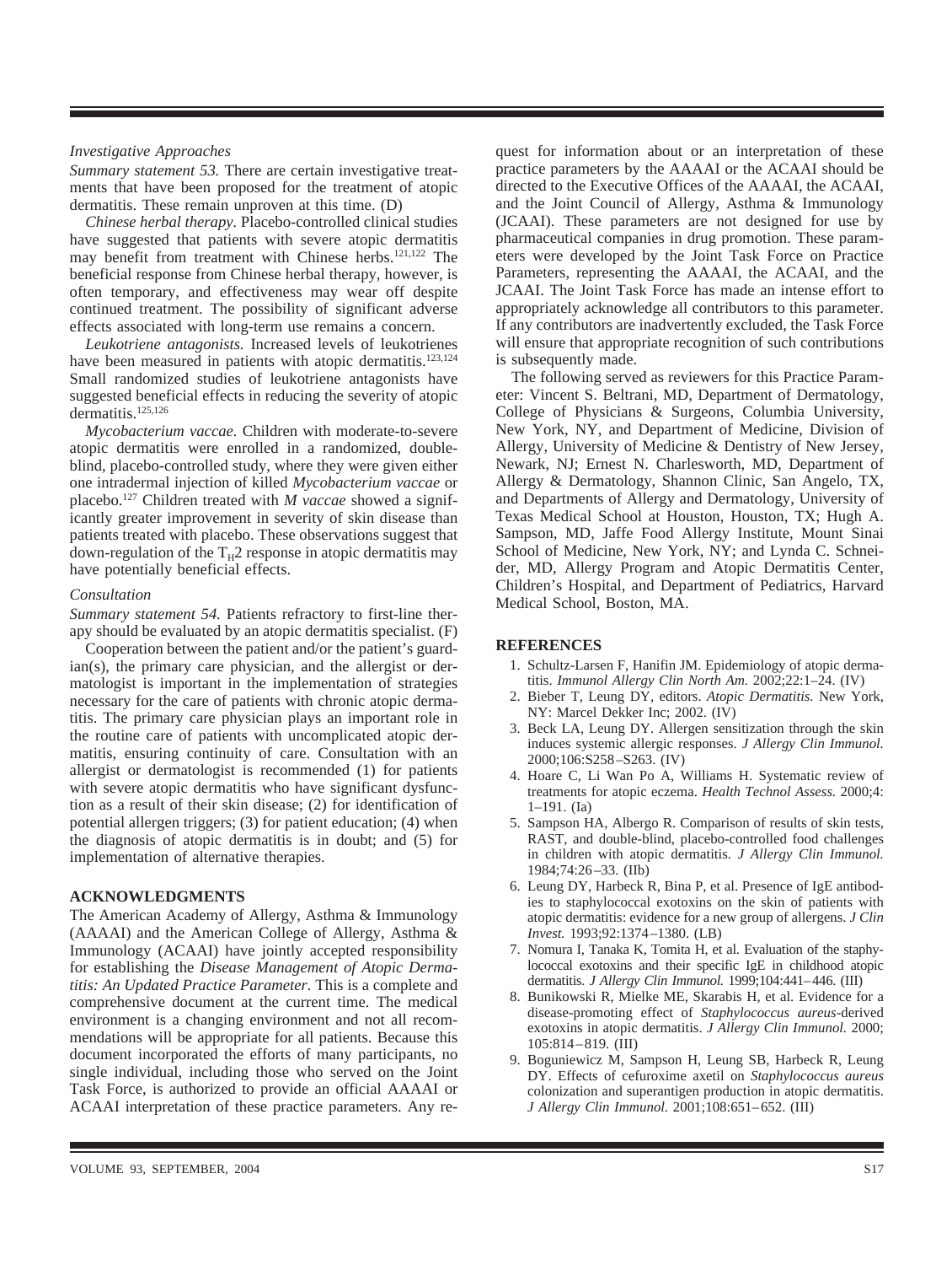### *Investigative Approaches*

*Summary statement 53.* There are certain investigative treatments that have been proposed for the treatment of atopic dermatitis. These remain unproven at this time. (D)

*Chinese herbal therapy.* Placebo-controlled clinical studies have suggested that patients with severe atopic dermatitis may benefit from treatment with Chinese herbs.[121,122] The beneficial response from Chinese herbal therapy, however, is often temporary, and effectiveness may wear off despite continued treatment. The possibility of significant adverse effects associated with long-term use remains a concern.

*Leukotriene antagonists.* Increased levels of leukotrienes have been measured in patients with atopic dermatitis.[123,124] Small randomized studies of leukotriene antagonists have suggested beneficial effects in reducing the severity of atopic dermatitis.[125,126]

*Mycobacterium vaccae.* Children with moderate-to-severe atopic dermatitis were enrolled in a randomized, double-blind, placebo-controlled study, where they were given either one intradermal injection of killed *Mycobacterium vaccae* or placebo.[127] Children treated with *M vaccae* showed a significantly greater improvement in severity of skin disease than patients treated with placebo. These observations suggest that down-regulation of the $T_H2$ response in atopic dermatitis may have potentially beneficial effects.

### *Consultation*

*Summary statement 54.* Patients refractory to first-line therapy should be evaluated by an atopic dermatitis specialist. (F)

Cooperation between the patient and/or the patient's guardian(s), the primary care physician, and the allergist or dermatologist is important in the implementation of strategies necessary for the care of patients with chronic atopic dermatitis. The primary care physician plays an important role in the routine care of patients with uncomplicated atopic dermatitis, ensuring continuity of care. Consultation with an allergist or dermatologist is recommended (1) for patients with severe atopic dermatitis who have significant dysfunction as a result of their skin disease; (2) for identification of potential allergen triggers; (3) for patient education; (4) when the diagnosis of atopic dermatitis is in doubt; and (5) for implementation of alternative therapies.

## ACKNOWLEDGMENTS

The American Academy of Allergy, Asthma & Immunology (AAAAI) and the American College of Allergy, Asthma & Immunology (ACAAI) have jointly accepted responsibility for establishing the *Disease Management of Atopic Dermatitis: An Updated Practice Parameter.* This is a complete and comprehensive document at the current time. The medical environment is a changing environment and not all recommendations will be appropriate for all patients. Because this document incorporated the efforts of many participants, no single individual, including those who served on the Joint Task Force, is authorized to provide an official AAAAI or ACAAI interpretation of these practice parameters. Any request for information about or an interpretation of these practice parameters by the AAAAI or the ACAAI should be directed to the Executive Offices of the AAAAI, the ACAAI, and the Joint Council of Allergy, Asthma & Immunology (JCAAI). These parameters are not designed for use by pharmaceutical companies in drug promotion. These parameters were developed by the Joint Task Force on Practice Parameters, representing the AAAAI, the ACAAI, and the JCAAI. The Joint Task Force has made an intense effort to appropriately acknowledge all contributors to this parameter. If any contributors are inadvertently excluded, the Task Force will ensure that appropriate recognition of such contributions is subsequently made.

The following served as reviewers for this Practice Parameter: Vincent S. Beltrani, MD, Department of Dermatology, College of Physicians & Surgeons, Columbia University, New York, NY, and Department of Medicine, Division of Allergy, University of Medicine & Dentistry of New Jersey, Newark, NJ; Ernest N. Charlesworth, MD, Department of Allergy & Dermatology, Shannon Clinic, San Angelo, TX, and Departments of Allergy and Dermatology, University of Texas Medical School at Houston, Houston, TX; Hugh A. Sampson, MD, Jaffe Food Allergy Institute, Mount Sinai School of Medicine, New York, NY; and Lynda C. Schneider, MD, Allergy Program and Atopic Dermatitis Center, Children's Hospital, and Department of Pediatrics, Harvard Medical School, Boston, MA.

## REFERENCES

1. Schultz-Larsen F, Hanifin JM. Epidemiology of atopic dermatitis. *Immunol Allergy Clin North Am.* 2002;22:1–24. (IV)
2. Bieber T, Leung DY, editors. *Atopic Dermatitis.* New York, NY: Marcel Dekker Inc; 2002. (IV)
3. Beck LA, Leung DY. Allergen sensitization through the skin induces systemic allergic responses. *J Allergy Clin Immunol.* 2000;106:S258–S263. (IV)
4. Hoare C, Li Wan Po A, Williams H. Systematic review of treatments for atopic eczema. *Health Technol Assess.* 2000;4: 1–191. (Ia)
5. Sampson HA, Albergo R. Comparison of results of skin tests, RAST, and double-blind, placebo-controlled food challenges in children with atopic dermatitis. *J Allergy Clin Immunol.* 1984;74:26–33. (IIb)
6. Leung DY, Harbeck R, Bina P, et al. Presence of IgE antibodies to staphylococcal exotoxins on the skin of patients with atopic dermatitis: evidence for a new group of allergens. *J Clin Invest.* 1993;92:1374–1380. (LB)
7. Nomura I, Tanaka K, Tomita H, et al. Evaluation of the staphylococcal exotoxins and their specific IgE in childhood atopic dermatitis. *J Allergy Clin Immunol.* 1999;104:441–446. (III)
8. Bunikowski R, Mielke ME, Skarabis H, et al. Evidence for a disease-promoting effect of *Staphylococcus aureus*-derived exotoxins in atopic dermatitis. *J Allergy Clin Immunol.* 2000; 105:814–819. (III)
9. Boguniewicz M, Sampson H, Leung SB, Harbeck R, Leung DY. Effects of cefuroxime axetil on *Staphylococcus aureus* colonization and superantigen production in atopic dermatitis. *J Allergy Clin Immunol.* 2001;108:651–652. (III)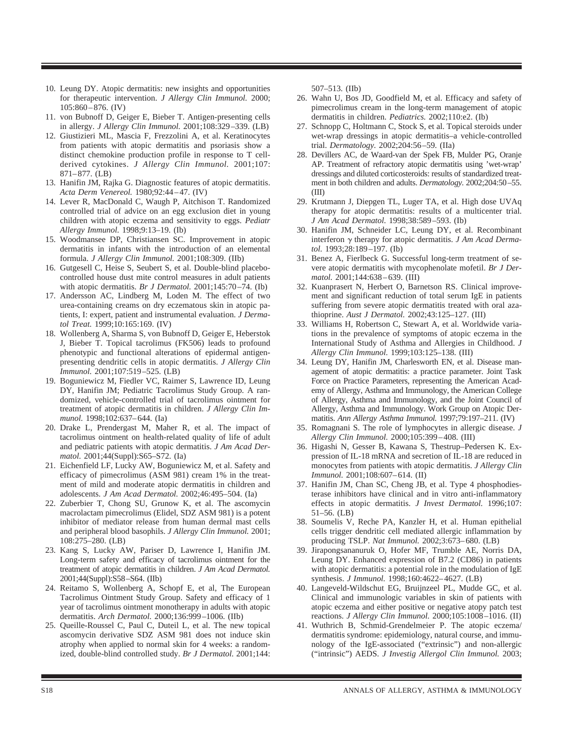10. Leung DY. Atopic dermatitis: new insights and opportunities for therapeutic intervention. *J Allergy Clin Immunol.* 2000; 105:860–876. (IV)
11. von Bubnoff D, Geiger E, Bieber T. Antigen-presenting cells in allergy. *J Allergy Clin Immunol.* 2001;108:329–339. (LB)
12. Giustizieri ML, Mascia F, Frezzolini A, et al. Keratinocytes from patients with atopic dermatitis and psoriasis show a distinct chemokine production profile in response to T cell-derived cytokines. *J Allergy Clin Immunol.* 2001;107: 871–877. (LB)
13. Hanifin JM, Rajka G. Diagnostic features of atopic dermatitis. *Acta Derm Venereol.* 1980;92:44–47. (IV)
14. Lever R, MacDonald C, Waugh P, Aitchison T. Randomized controlled trial of advice on an egg exclusion diet in young children with atopic eczema and sensitivity to eggs. *Pediatr Allergy Immunol.* 1998;9:13–19. (Ib)
15. Woodmansee DP, Christiansen SC. Improvement in atopic dermatitis in infants with the introduction of an elemental formula. *J Allergy Clin Immunol.* 2001;108:309. (IIb)
16. Gutgesell C, Heise S, Seubert S, et al. Double-blind placebo-controlled house dust mite control measures in adult patients with atopic dermatitis. *Br J Dermatol.* 2001;145:70–74. (Ib)
17. Andersson AC, Lindberg M, Loden M. The effect of two urea-containing creams on dry eczematous skin in atopic patients, I: expert, patient and instrumental evaluation. *J Dermatol Treat.* 1999;10:165:169. (IV)
18. Wollenberg A, Sharma S, von Bubnoff D, Geiger E, Heberstok J, Bieber T. Topical tacrolimus (FK506) leads to profound phenotypic and functional alterations of epidermal antigen-presenting dendritic cells in atopic dermatitis. *J Allergy Clin Immunol.* 2001;107:519–525. (LB)
19. Boguniewicz M, Fiedler VC, Raimer S, Lawrence ID, Leung DY, Hanifin JM; Pediatric Tacrolimus Study Group. A randomized, vehicle-controlled trial of tacrolimus ointment for treatment of atopic dermatitis in children. *J Allergy Clin Immunol.* 1998;102:637–644. (Ia)
20. Drake L, Prendergast M, Maher R, et al. The impact of tacrolimus ointment on health-related quality of life of adult and pediatric patients with atopic dermatitis. *J Am Acad Dermatol.* 2001;44(Suppl):S65–S72. (Ia)
21. Eichenfield LF, Lucky AW, Boguniewicz M, et al. Safety and efficacy of pimecrolimus (ASM 981) cream 1% in the treatment of mild and moderate atopic dermatitis in children and adolescents. *J Am Acad Dermatol.* 2002;46:495–504. (Ia)
22. Zuberbier T, Chong SU, Grunow K, et al. The ascomycin macrolactam pimecrolimus (Elidel, SDZ ASM 981) is a potent inhibitor of mediator release from human dermal mast cells and peripheral blood basophils. *J Allergy Clin Immunol.* 2001; 108:275–280. (LB)
23. Kang S, Lucky AW, Pariser D, Lawrence I, Hanifin JM. Long-term safety and efficacy of tacrolimus ointment for the treatment of atopic dermatitis in children. *J Am Acad Dermatol.* 2001;44(Suppl):S58–S64. (IIb)
24. Reitamo S, Wollenberg A, Schopf E, et al, The European Tacrolimus Ointment Study Group. Safety and efficacy of 1 year of tacrolimus ointment monotherapy in adults with atopic dermatitis. *Arch Dermatol.* 2000;136:999–1006. (IIb)
25. Queille-Roussel C, Paul C, Duteil L, et al. The new topical ascomycin derivative SDZ ASM 981 does not induce skin atrophy when applied to normal skin for 4 weeks: a randomized, double-blind controlled study. *Br J Dermatol.* 2001;144: 507–513. (IIb)
26. Wahn U, Bos JD, Goodfield M, et al. Efficacy and safety of pimecrolimus cream in the long-term management of atopic dermatitis in children. *Pediatrics.* 2002;110:e2. (Ib)
27. Schnopp C, Holtmann C, Stock S, et al. Topical steroids under wet-wrap dressings in atopic dermatitis–a vehicle-controlled trial. *Dermatology.* 2002;204:56–59. (IIa)
28. Devillers AC, de Waard-van der Spek FB, Mulder PG, Oranje AP. Treatment of refractory atopic dermatitis using 'wet-wrap' dressings and diluted corticosteroids: results of standardized treatment in both children and adults. *Dermatology.* 2002;204:50–55. (III)
29. Krutmann J, Diepgen TL, Luger TA, et al. High dose UVAq therapy for atopic dermatitis: results of a multicenter trial. *J Am Acad Dermatol.* 1998;38:589–593. (Ib)
30. Hanifin JM, Schneider LC, Leung DY, et al. Recombinant interferon $\gamma$ therapy for atopic dermatitis. *J Am Acad Dermatol.* 1993;28:189–197. (Ib)
31. Benez A, Fierlbeck G. Successful long-term treatment of severe atopic dermatitis with mycophenolate mofetil. *Br J Dermatol.* 2001;144:638–639. (III)
32. Kuanprasert N, Herbert O, Barnetson RS. Clinical improvement and significant reduction of total serum IgE in patients suffering from severe atopic dermatitis treated with oral azathioprine. *Aust J Dermatol.* 2002;43:125–127. (III)
33. Williams H, Robertson C, Stewart A, et al. Worldwide variations in the prevalence of symptoms of atopic eczema in the International Study of Asthma and Allergies in Childhood. *J Allergy Clin Immunol.* 1999;103:125–138. (III)
34. Leung DY, Hanifin JM, Charlesworth EN, et al. Disease management of atopic dermatitis: a practice parameter. Joint Task Force on Practice Parameters, representing the American Academy of Allergy, Asthma and Immunology, the American College of Allergy, Asthma and Immunology, and the Joint Council of Allergy, Asthma and Immunology. Work Group on Atopic Dermatitis. *Ann Allergy Asthma Immunol.* 1997;79:197–211. (IV)
35. Romagnani S. The role of lymphocytes in allergic disease. *J Allergy Clin Immunol.* 2000;105:399–408. (III)
36. Higashi N, Gesser B, Kawana S, Thestrup–Pedersen K. Expression of IL-18 mRNA and secretion of IL-18 are reduced in monocytes from patients with atopic dermatitis. *J Allergy Clin Immunol.* 2001;108:607–614. (II)
37. Hanifin JM, Chan SC, Cheng JB, et al. Type 4 phosphodiesterase inhibitors have clinical and in vitro anti-inflammatory effects in atopic dermatitis. *J Invest Dermatol.* 1996;107: 51–56. (LB)
38. Soumelis V, Reche PA, Kanzler H, et al. Human epithelial cells trigger dendritic cell mediated allergic inflammation by producing TSLP. *Nat Immunol.* 2002;3:673–680. (LB)
39. Jirapongsananuruk O, Hofer MF, Trumble AE, Norris DA, Leung DY. Enhanced expression of B7.2 (CD86) in patients with atopic dermatitis: a potential role in the modulation of IgE synthesis. *J Immunol.* 1998;160:4622–4627. (LB)
40. Langeveld-Wildschut EG, Bruijnzeel PL, Mudde GC, et al. Clinical and immunologic variables in skin of patients with atopic eczema and either positive or negative atopy patch test reactions. *J Allergy Clin Immunol.* 2000;105:1008–1016. (II)
41. Wuthrich B, Schmid-Grendelmeier P. The atopic eczema/dermatitis syndrome: epidemiology, natural course, and immunology of the IgE-associated ("extrinsic") and non-allergic ("intrinsic") AEDS. *J Investig Allergol Clin Immunol.* 2003;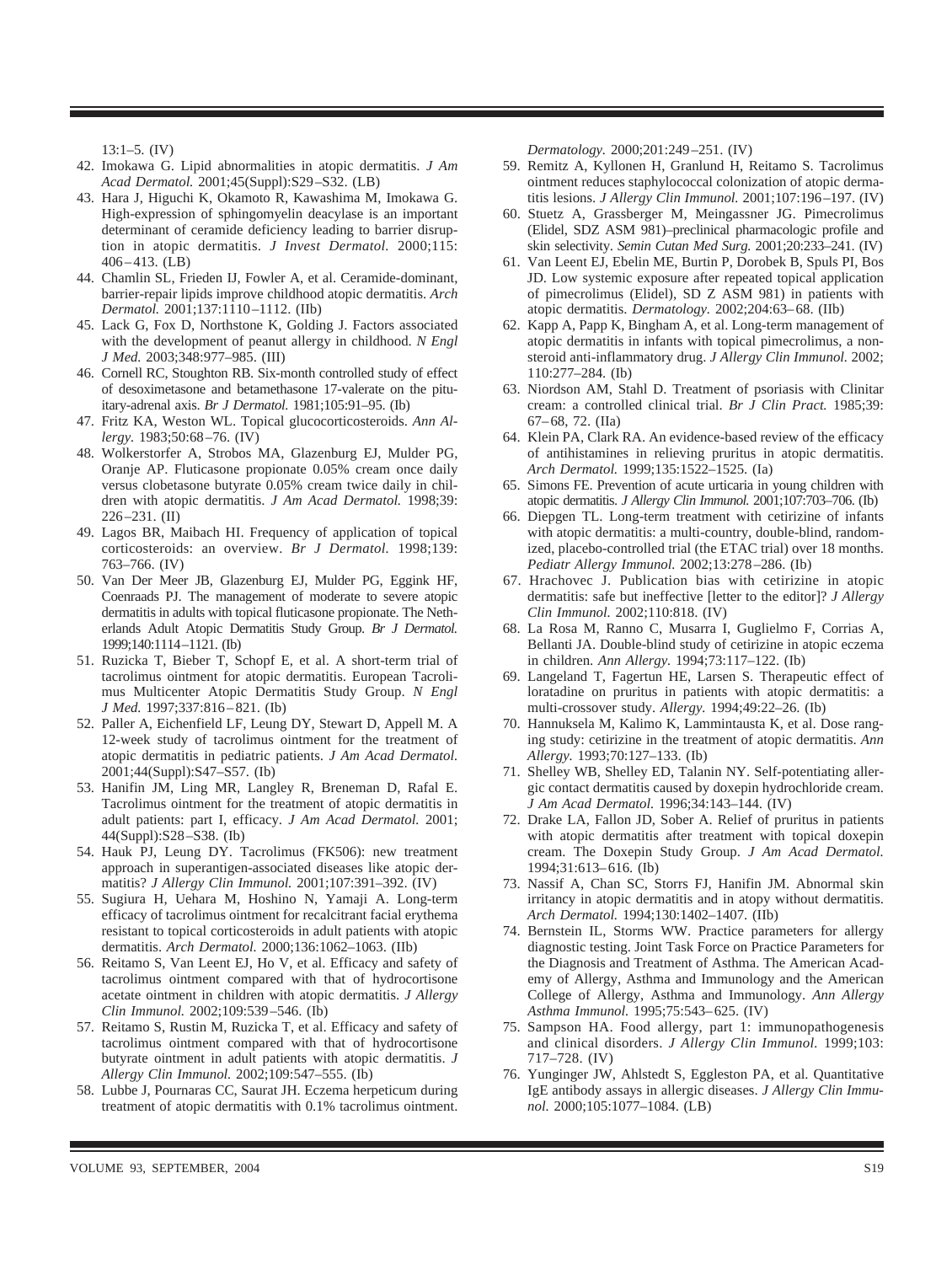13:1–5. (IV)

42. Imokawa G. Lipid abnormalities in atopic dermatitis. *J Am Acad Dermatol.* 2001;45(Suppl):S29–S32. (LB)
43. Hara J, Higuchi K, Okamoto R, Kawashima M, Imokawa G. High-expression of sphingomyelin deacylase is an important determinant of ceramide deficiency leading to barrier disruption in atopic dermatitis. *J Invest Dermatol.* 2000;115: 406–413. (LB)
44. Chamlin SL, Frieden IJ, Fowler A, et al. Ceramide-dominant, barrier-repair lipids improve childhood atopic dermatitis. *Arch Dermatol.* 2001;137:1110–1112. (IIb)
45. Lack G, Fox D, Northstone K, Golding J. Factors associated with the development of peanut allergy in childhood. *N Engl J Med.* 2003;348:977–985. (III)
46. Cornell RC, Stoughton RB. Six-month controlled study of effect of desoximetasone and betamethasone 17-valerate on the pituitary-adrenal axis. *Br J Dermatol.* 1981;105:91–95. (Ib)
47. Fritz KA, Weston WL. Topical glucocorticosteroids. *Ann Allergy.* 1983;50:68–76. (IV)
48. Wolkerstorfer A, Strobos MA, Glazenburg EJ, Mulder PG, Oranje AP. Fluticasone propionate 0.05% cream once daily versus clobetasone butyrate 0.05% cream twice daily in children with atopic dermatitis. *J Am Acad Dermatol.* 1998;39: 226–231. (II)
49. Lagos BR, Maibach HI. Frequency of application of topical corticosteroids: an overview. *Br J Dermatol.* 1998;139: 763–766. (IV)
50. Van Der Meer JB, Glazenburg EJ, Mulder PG, Eggink HF, Coenraads PJ. The management of moderate to severe atopic dermatitis in adults with topical fluticasone propionate. The Netherlands Adult Atopic Dermatitis Study Group. *Br J Dermatol.* 1999;140:1114–1121. (Ib)
51. Ruzicka T, Bieber T, Schopf E, et al. A short-term trial of tacrolimus ointment for atopic dermatitis. European Tacrolimus Multicenter Atopic Dermatitis Study Group. *N Engl J Med.* 1997;337:816–821. (Ib)
52. Paller A, Eichenfield LF, Leung DY, Stewart D, Appell M. A 12-week study of tacrolimus ointment for the treatment of atopic dermatitis in pediatric patients. *J Am Acad Dermatol.* 2001;44(Suppl):S47–S57. (Ib)
53. Hanifin JM, Ling MR, Langley R, Breneman D, Rafal E. Tacrolimus ointment for the treatment of atopic dermatitis in adult patients: part I, efficacy. *J Am Acad Dermatol.* 2001; 44(Suppl):S28–S38. (Ib)
54. Hauk PJ, Leung DY. Tacrolimus (FK506): new treatment approach in superantigen-associated diseases like atopic dermatitis? *J Allergy Clin Immunol.* 2001;107:391–392. (IV)
55. Sugiura H, Uehara M, Hoshino N, Yamaji A. Long-term efficacy of tacrolimus ointment for recalcitrant facial erythema resistant to topical corticosteroids in adult patients with atopic dermatitis. *Arch Dermatol.* 2000;136:1062–1063. (IIb)
56. Reitamo S, Van Leent EJ, Ho V, et al. Efficacy and safety of tacrolimus ointment compared with that of hydrocortisone acetate ointment in children with atopic dermatitis. *J Allergy Clin Immunol.* 2002;109:539–546. (Ib)
57. Reitamo S, Rustin M, Ruzicka T, et al. Efficacy and safety of tacrolimus ointment compared with that of hydrocortisone butyrate ointment in adult patients with atopic dermatitis. *J Allergy Clin Immunol.* 2002;109:547–555. (Ib)
58. Lubbe J, Pournaras CC, Saurat JH. Eczema herpeticum during treatment of atopic dermatitis with 0.1% tacrolimus ointment. *Dermatology.* 2000;201:249–251. (IV)
59. Remitz A, Kyllonen H, Granlund H, Reitamo S. Tacrolimus ointment reduces staphylococcal colonization of atopic dermatitis lesions. *J Allergy Clin Immunol.* 2001;107:196–197. (IV)
60. Stuetz A, Grassberger M, Meingassner JG. Pimecrolimus (Elidel, SDZ ASM 981)–preclinical pharmacologic profile and skin selectivity. *Semin Cutan Med Surg.* 2001;20:233–241. (IV)
61. Van Leent EJ, Ebelin ME, Burtin P, Dorobek B, Spuls PI, Bos JD. Low systemic exposure after repeated topical application of pimecrolimus (Elidel), SD Z ASM 981) in patients with atopic dermatitis. *Dermatology.* 2002;204:63–68. (IIb)
62. Kapp A, Papp K, Bingham A, et al. Long-term management of atopic dermatitis in infants with topical pimecrolimus, a nonsteroid anti-inflammatory drug. *J Allergy Clin Immunol.* 2002; 110:277–284. (Ib)
63. Niordson AM, Stahl D. Treatment of psoriasis with Clinitar cream: a controlled clinical trial. *Br J Clin Pract.* 1985;39: 67–68, 72. (IIa)
64. Klein PA, Clark RA. An evidence-based review of the efficacy of antihistamines in relieving pruritus in atopic dermatitis. *Arch Dermatol.* 1999;135:1522–1525. (Ia)
65. Simons FE. Prevention of acute urticaria in young children with atopic dermatitis. *J Allergy Clin Immunol.* 2001;107:703–706. (Ib)
66. Diepgen TL. Long-term treatment with cetirizine of infants with atopic dermatitis: a multi-country, double-blind, randomized, placebo-controlled trial (the ETAC trial) over 18 months. *Pediatr Allergy Immunol.* 2002;13:278–286. (Ib)
67. Hrachovec J. Publication bias with cetirizine in atopic dermatitis: safe but ineffective [letter to the editor]? *J Allergy Clin Immunol.* 2002;110:818. (IV)
68. La Rosa M, Ranno C, Musarra I, Guglielmo F, Corrias A, Bellanti JA. Double-blind study of cetirizine in atopic eczema in children. *Ann Allergy.* 1994;73:117–122. (Ib)
69. Langeland T, Fagertun HE, Larsen S. Therapeutic effect of loratadine on pruritus in patients with atopic dermatitis: a multi-crossover study. *Allergy.* 1994;49:22–26. (Ib)
70. Hannuksela M, Kalimo K, Lammintausta K, et al. Dose ranging study: cetirizine in the treatment of atopic dermatitis. *Ann Allergy.* 1993;70:127–133. (Ib)
71. Shelley WB, Shelley ED, Talanin NY. Self-potentiating allergic contact dermatitis caused by doxepin hydrochloride cream. *J Am Acad Dermatol.* 1996;34:143–144. (IV)
72. Drake LA, Fallon JD, Sober A. Relief of pruritus in patients with atopic dermatitis after treatment with topical doxepin cream. The Doxepin Study Group. *J Am Acad Dermatol.* 1994;31:613–616. (Ib)
73. Nassif A, Chan SC, Storrs FJ, Hanifin JM. Abnormal skin irritancy in atopic dermatitis and in atopy without dermatitis. *Arch Dermatol.* 1994;130:1402–1407. (IIb)
74. Bernstein IL, Storms WW. Practice parameters for allergy diagnostic testing. Joint Task Force on Practice Parameters for the Diagnosis and Treatment of Asthma. The American Academy of Allergy, Asthma and Immunology and the American College of Allergy, Asthma and Immunology. *Ann Allergy Asthma Immunol.* 1995;75:543–625. (IV)
75. Sampson HA. Food allergy, part 1: immunopathogenesis and clinical disorders. *J Allergy Clin Immunol.* 1999;103: 717–728. (IV)
76. Yunginger JW, Ahlstedt S, Eggleston PA, et al. Quantitative IgE antibody assays in allergic diseases. *J Allergy Clin Immunol.* 2000;105:1077–1084. (LB)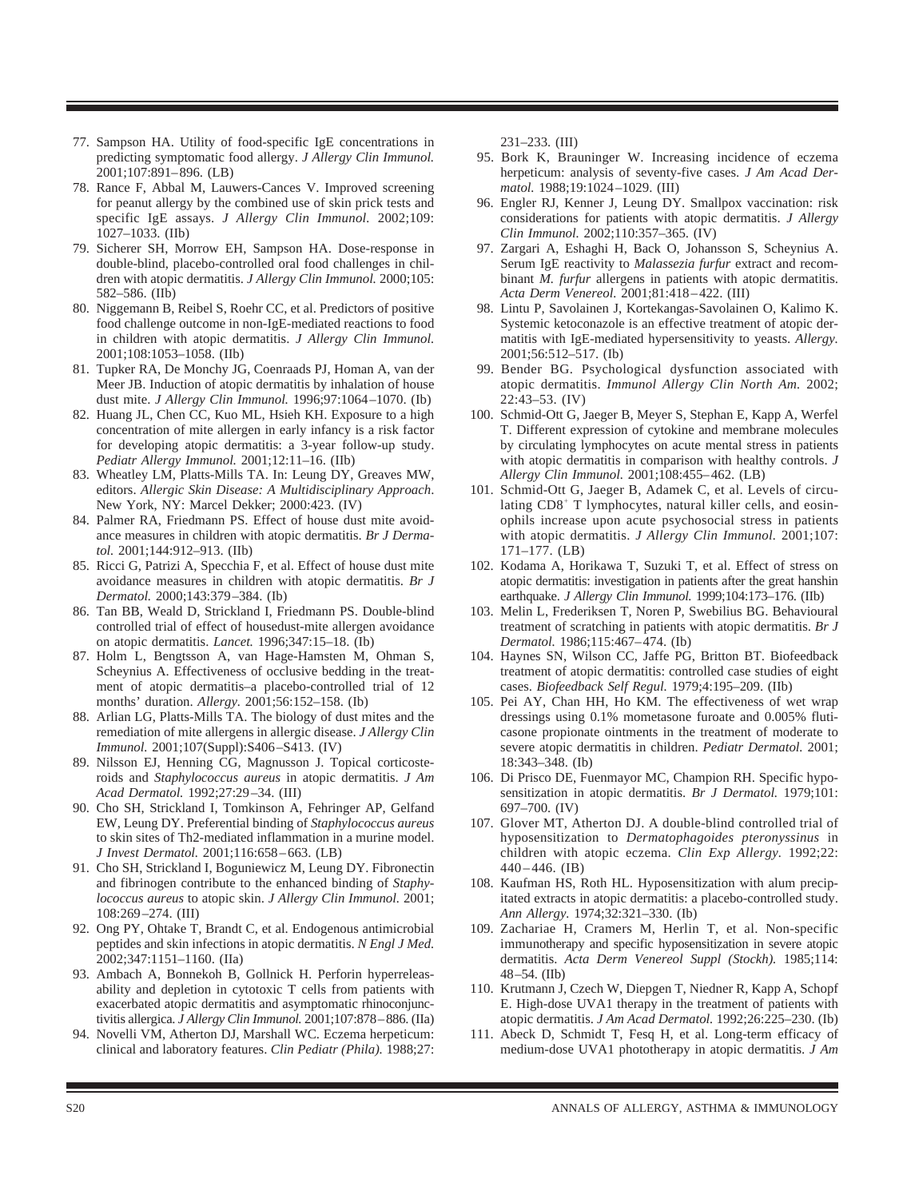77. Sampson HA. Utility of food-specific IgE concentrations in predicting symptomatic food allergy. *J Allergy Clin Immunol.* 2001;107:891–896. (LB)
78. Rance F, Abbal M, Lauwers-Cances V. Improved screening for peanut allergy by the combined use of skin prick tests and specific IgE assays. *J Allergy Clin Immunol.* 2002;109: 1027–1033. (IIb)
79. Sicherer SH, Morrow EH, Sampson HA. Dose-response in double-blind, placebo-controlled oral food challenges in children with atopic dermatitis. *J Allergy Clin Immunol.* 2000;105: 582–586. (IIb)
80. Niggemann B, Reibel S, Roehr CC, et al. Predictors of positive food challenge outcome in non-IgE-mediated reactions to food in children with atopic dermatitis. *J Allergy Clin Immunol.* 2001;108:1053–1058. (IIb)
81. Tupker RA, De Monchy JG, Coenraads PJ, Homan A, van der Meer JB. Induction of atopic dermatitis by inhalation of house dust mite. *J Allergy Clin Immunol.* 1996;97:1064–1070. (Ib)
82. Huang JL, Chen CC, Kuo ML, Hsieh KH. Exposure to a high concentration of mite allergen in early infancy is a risk factor for developing atopic dermatitis: a 3-year follow-up study. *Pediatr Allergy Immunol.* 2001;12:11–16. (IIb)
83. Wheatley LM, Platts-Mills TA. In: Leung DY, Greaves MW, editors. *Allergic Skin Disease: A Multidisciplinary Approach*. New York, NY: Marcel Dekker; 2000:423. (IV)
84. Palmer RA, Friedmann PS. Effect of house dust mite avoidance measures in children with atopic dermatitis. *Br J Dermatol.* 2001;144:912–913. (IIb)
85. Ricci G, Patrizi A, Specchia F, et al. Effect of house dust mite avoidance measures in children with atopic dermatitis. *Br J Dermatol.* 2000;143:379–384. (Ib)
86. Tan BB, Weald D, Strickland I, Friedmann PS. Double-blind controlled trial of effect of housedust-mite allergen avoidance on atopic dermatitis. *Lancet.* 1996;347:15–18. (Ib)
87. Holm L, Bengtsson A, van Hage-Hamsten M, Ohman S, Scheynius A. Effectiveness of occlusive bedding in the treatment of atopic dermatitis–a placebo-controlled trial of 12 months' duration. *Allergy.* 2001;56:152–158. (Ib)
88. Arlian LG, Platts-Mills TA. The biology of dust mites and the remediation of mite allergens in allergic disease. *J Allergy Clin Immunol.* 2001;107(Suppl):S406–S413. (IV)
89. Nilsson EJ, Henning CG, Magnusson J. Topical corticosteroids and *Staphylococcus aureus* in atopic dermatitis. *J Am Acad Dermatol.* 1992;27:29–34. (III)
90. Cho SH, Strickland I, Tomkinson A, Fehringer AP, Gelfand EW, Leung DY. Preferential binding of *Staphylococcus aureus* to skin sites of Th2-mediated inflammation in a murine model. *J Invest Dermatol.* 2001;116:658–663. (LB)
91. Cho SH, Strickland I, Boguniewicz M, Leung DY. Fibronectin and fibrinogen contribute to the enhanced binding of *Staphylococcus aureus* to atopic skin. *J Allergy Clin Immunol.* 2001; 108:269–274. (III)
92. Ong PY, Ohtake T, Brandt C, et al. Endogenous antimicrobial peptides and skin infections in atopic dermatitis. *N Engl J Med.* 2002;347:1151–1160. (IIa)
93. Ambach A, Bonnekoh B, Gollnick H. Perforin hyperreleasability and depletion in cytotoxic T cells from patients with exacerbated atopic dermatitis and asymptomatic rhinoconjunctivitis allergica. *J Allergy Clin Immunol.* 2001;107:878–886. (IIa)
94. Novelli VM, Atherton DJ, Marshall WC. Eczema herpeticum: clinical and laboratory features. *Clin Pediatr (Phila).* 1988;27: 231–233. (III)
95. Bork K, Brauninger W. Increasing incidence of eczema herpeticum: analysis of seventy-five cases. *J Am Acad Dermatol.* 1988;19:1024–1029. (III)
96. Engler RJ, Kenner J, Leung DY. Smallpox vaccination: risk considerations for patients with atopic dermatitis. *J Allergy Clin Immunol.* 2002;110:357–365. (IV)
97. Zargari A, Eshaghi H, Back O, Johansson S, Scheynius A. Serum IgE reactivity to *Malassezia furfur* extract and recombinant *M. furfur* allergens in patients with atopic dermatitis. *Acta Derm Venereol.* 2001;81:418–422. (III)
98. Lintu P, Savolainen J, Kortekangas-Savolainen O, Kalimo K. Systemic ketoconazole is an effective treatment of atopic dermatitis with IgE-mediated hypersensitivity to yeasts. *Allergy.* 2001;56:512–517. (Ib)
99. Bender BG. Psychological dysfunction associated with atopic dermatitis. *Immunol Allergy Clin North Am.* 2002; 22:43–53. (IV)
100. Schmid-Ott G, Jaeger B, Meyer S, Stephan E, Kapp A, Werfel T. Different expression of cytokine and membrane molecules by circulating lymphocytes on acute mental stress in patients with atopic dermatitis in comparison with healthy controls. *J Allergy Clin Immunol.* 2001;108:455–462. (LB)
101. Schmid-Ott G, Jaeger B, Adamek C, et al. Levels of circulating CD8$^+$ T lymphocytes, natural killer cells, and eosinophils increase upon acute psychosocial stress in patients with atopic dermatitis. *J Allergy Clin Immunol.* 2001;107: 171–177. (LB)
102. Kodama A, Horikawa T, Suzuki T, et al. Effect of stress on atopic dermatitis: investigation in patients after the great hanshin earthquake. *J Allergy Clin Immunol.* 1999;104:173–176. (IIb)
103. Melin L, Frederiksen T, Noren P, Swebilius BG. Behavioural treatment of scratching in patients with atopic dermatitis. *Br J Dermatol.* 1986;115:467–474. (Ib)
104. Haynes SN, Wilson CC, Jaffe PG, Britton BT. Biofeedback treatment of atopic dermatitis: controlled case studies of eight cases. *Biofeedback Self Regul.* 1979;4:195–209. (IIb)
105. Pei AY, Chan HH, Ho KM. The effectiveness of wet wrap dressings using 0.1% mometasone furoate and 0.005% fluticasone propionate ointments in the treatment of moderate to severe atopic dermatitis in children. *Pediatr Dermatol.* 2001; 18:343–348. (Ib)
106. Di Prisco DE, Fuenmayor MC, Champion RH. Specific hyposensitization in atopic dermatitis. *Br J Dermatol.* 1979;101: 697–700. (IV)
107. Glover MT, Atherton DJ. A double-blind controlled trial of hyposensitization to *Dermatophagoides pteronyssinus* in children with atopic eczema. *Clin Exp Allergy.* 1992;22: 440–446. (IB)
108. Kaufman HS, Roth HL. Hyposensitization with alum precipitated extracts in atopic dermatitis: a placebo-controlled study. *Ann Allergy.* 1974;32:321–330. (Ib)
109. Zachariae H, Cramers M, Herlin T, et al. Non-specific immunotherapy and specific hyposensitization in severe atopic dermatitis. *Acta Derm Venereol Suppl (Stockh).* 1985;114: 48–54. (IIb)
110. Krutmann J, Czech W, Diepgen T, Niedner R, Kapp A, Schopf E. High-dose UVA1 therapy in the treatment of patients with atopic dermatitis. *J Am Acad Dermatol.* 1992;26:225–230. (Ib)
111. Abeck D, Schmidt T, Fesq H, et al. Long-term efficacy of medium-dose UVA1 phototherapy in atopic dermatitis. *J Am*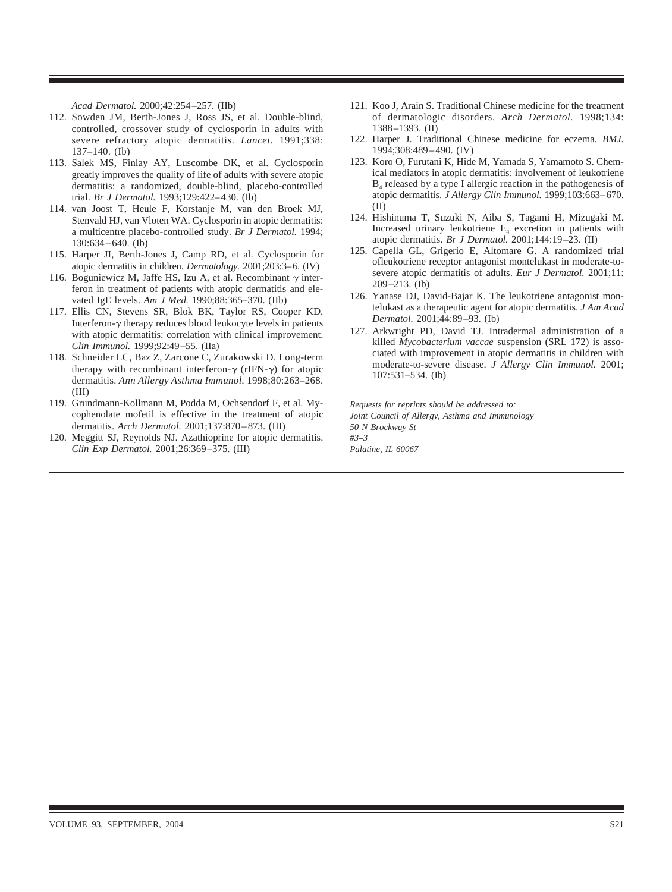*Acad Dermatol.* 2000;42:254–257. (IIb)

112. Sowden JM, Berth-Jones J, Ross JS, et al. Double-blind, controlled, crossover study of cyclosporin in adults with severe refractory atopic dermatitis. *Lancet.* 1991;338: 137–140. (Ib)
113. Salek MS, Finlay AY, Luscombe DK, et al. Cyclosporin greatly improves the quality of life of adults with severe atopic dermatitis: a randomized, double-blind, placebo-controlled trial. *Br J Dermatol.* 1993;129:422–430. (Ib)
114. van Joost T, Heule F, Korstanje M, van den Broek MJ, Stenvald HJ, van Vloten WA. Cyclosporin in atopic dermatitis: a multicentre placebo-controlled study. *Br J Dermatol.* 1994; 130:634–640. (Ib)
115. Harper JI, Berth-Jones J, Camp RD, et al. Cyclosporin for atopic dermatitis in children. *Dermatology.* 2001;203:3–6. (IV)
116. Boguniewicz M, Jaffe HS, Izu A, et al. Recombinant $\gamma$ interferon in treatment of patients with atopic dermatitis and elevated IgE levels. *Am J Med.* 1990;88:365–370. (IIb)
117. Ellis CN, Stevens SR, Blok BK, Taylor RS, Cooper KD. Interferon-$\gamma$ therapy reduces blood leukocyte levels in patients with atopic dermatitis: correlation with clinical improvement. *Clin Immunol.* 1999;92:49–55. (IIa)
118. Schneider LC, Baz Z, Zarcone C, Zurakowski D. Long-term therapy with recombinant interferon-$\gamma$ (rIFN-$\gamma$) for atopic dermatitis. *Ann Allergy Asthma Immunol.* 1998;80:263–268. (III)
119. Grundmann-Kollmann M, Podda M, Ochsendorf F, et al. Mycophenolate mofetil is effective in the treatment of atopic dermatitis. *Arch Dermatol.* 2001;137:870–873. (III)
120. Meggitt SJ, Reynolds NJ. Azathioprine for atopic dermatitis. *Clin Exp Dermatol.* 2001;26:369–375. (III)
121. Koo J, Arain S. Traditional Chinese medicine for the treatment of dermatologic disorders. *Arch Dermatol.* 1998;134: 1388–1393. (II)
122. Harper J. Traditional Chinese medicine for eczema. *BMJ.* 1994;308:489–490. (IV)
123. Koro O, Furutani K, Hide M, Yamada S, Yamamoto S. Chemical mediators in atopic dermatitis: involvement of leukotriene $B_4$ released by a type I allergic reaction in the pathogenesis of atopic dermatitis. *J Allergy Clin Immunol.* 1999;103:663–670. (II)
124. Hishinuma T, Suzuki N, Aiba S, Tagami H, Mizugaki M. Increased urinary leukotriene $E_4$ excretion in patients with atopic dermatitis. *Br J Dermatol.* 2001;144:19–23. (II)
125. Capella GL, Grigerio E, Altomare G. A randomized trial ofleukotriene receptor antagonist montelukast in moderate-to-severe atopic dermatitis of adults. *Eur J Dermatol.* 2001;11: 209–213. (Ib)
126. Yanase DJ, David-Bajar K. The leukotriene antagonist montelukast as a therapeutic agent for atopic dermatitis. *J Am Acad Dermatol.* 2001;44:89–93. (Ib)
127. Arkwright PD, David TJ. Intradermal administration of a killed *Mycobacterium vaccae* suspension (SRL 172) is associated with improvement in atopic dermatitis in children with moderate-to-severe disease. *J Allergy Clin Immunol.* 2001; 107:531–534. (Ib)

*Requests for reprints should be addressed to:*
*Joint Council of Allergy, Asthma and Immunology*
*50 N Brockway St*
*#3–3*
*Palatine, IL 60067*